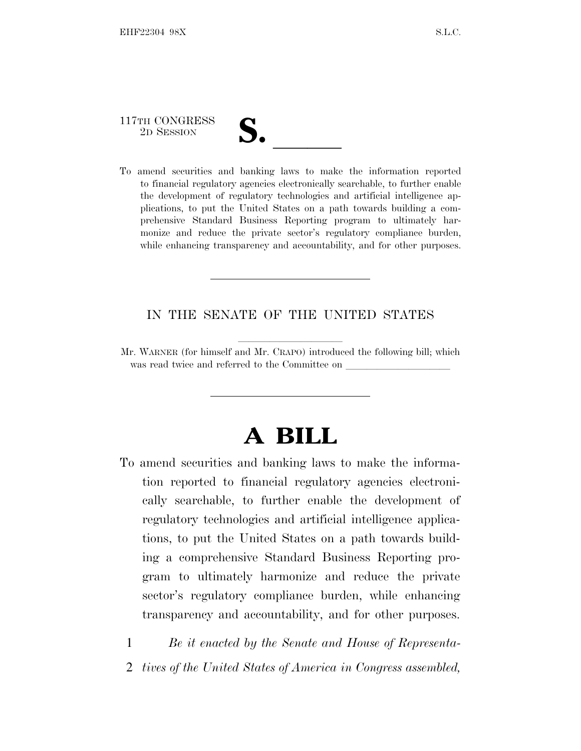117TH CONGRESS
2D SESSION

**S. \_\_\_\_\_\_**

To amend securities and banking laws to make the information reported to financial regulatory agencies electronically searchable, to further enable the development of regulatory technologies and artificial intelligence applications, to put the United States on a path towards building a comprehensive Standard Business Reporting program to ultimately harmonize and reduce the private sector's regulatory compliance burden, while enhancing transparency and accountability, and for other purposes.

---

IN THE SENATE OF THE UNITED STATES

Mr. WARNER (for himself and Mr. CRAPO) introduced the following bill; which was read twice and referred to the Committee on \_\_\_\_\_\_\_\_\_\_\_\_\_\_\_\_\_\_\_\_

---

# A BILL

To amend securities and banking laws to make the information reported to financial regulatory agencies electronically searchable, to further enable the development of regulatory technologies and artificial intelligence applications, to put the United States on a path towards building a comprehensive Standard Business Reporting program to ultimately harmonize and reduce the private sector's regulatory compliance burden, while enhancing transparency and accountability, and for other purposes.

1 *Be it enacted by the Senate and House of Representa-*
2 *tives of the United States of America in Congress assembled,*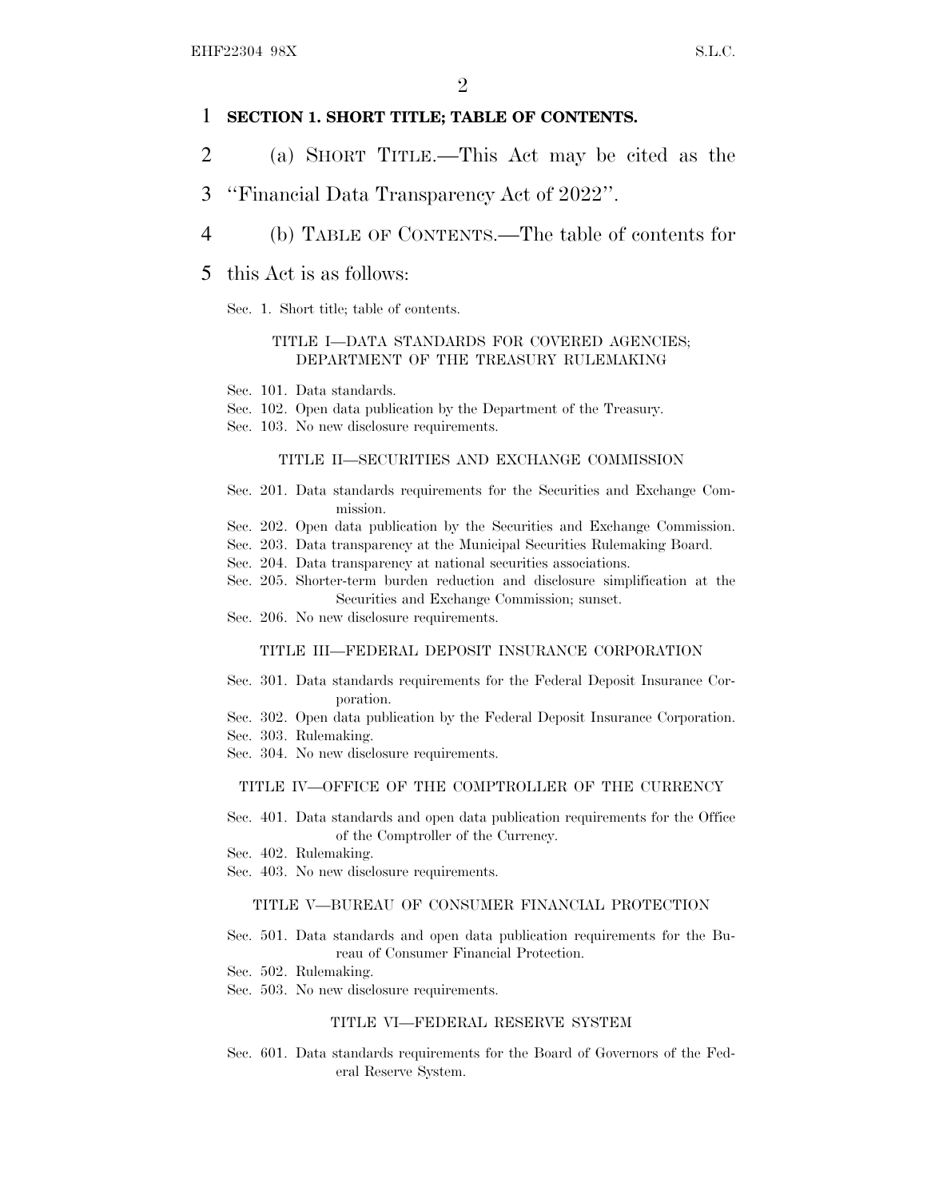**SECTION 1. SHORT TITLE; TABLE OF CONTENTS.**

(a) SHORT TITLE.—This Act may be cited as the "Financial Data Transparency Act of 2022".

(b) TABLE OF CONTENTS.—The table of contents for this Act is as follows:

Sec. 1. Short title; table of contents.

TITLE I—DATA STANDARDS FOR COVERED AGENCIES; DEPARTMENT OF THE TREASURY RULEMAKING

Sec. 101. Data standards.
Sec. 102. Open data publication by the Department of the Treasury.
Sec. 103. No new disclosure requirements.

TITLE II—SECURITIES AND EXCHANGE COMMISSION

Sec. 201. Data standards requirements for the Securities and Exchange Commission.
Sec. 202. Open data publication by the Securities and Exchange Commission.
Sec. 203. Data transparency at the Municipal Securities Rulemaking Board.
Sec. 204. Data transparency at national securities associations.
Sec. 205. Shorter-term burden reduction and disclosure simplification at the Securities and Exchange Commission; sunset.
Sec. 206. No new disclosure requirements.

TITLE III—FEDERAL DEPOSIT INSURANCE CORPORATION

Sec. 301. Data standards requirements for the Federal Deposit Insurance Corporation.
Sec. 302. Open data publication by the Federal Deposit Insurance Corporation.
Sec. 303. Rulemaking.
Sec. 304. No new disclosure requirements.

TITLE IV—OFFICE OF THE COMPTROLLER OF THE CURRENCY

Sec. 401. Data standards and open data publication requirements for the Office of the Comptroller of the Currency.
Sec. 402. Rulemaking.
Sec. 403. No new disclosure requirements.

TITLE V—BUREAU OF CONSUMER FINANCIAL PROTECTION

Sec. 501. Data standards and open data publication requirements for the Bureau of Consumer Financial Protection.
Sec. 502. Rulemaking.
Sec. 503. No new disclosure requirements.

TITLE VI—FEDERAL RESERVE SYSTEM

Sec. 601. Data standards requirements for the Board of Governors of the Federal Reserve System.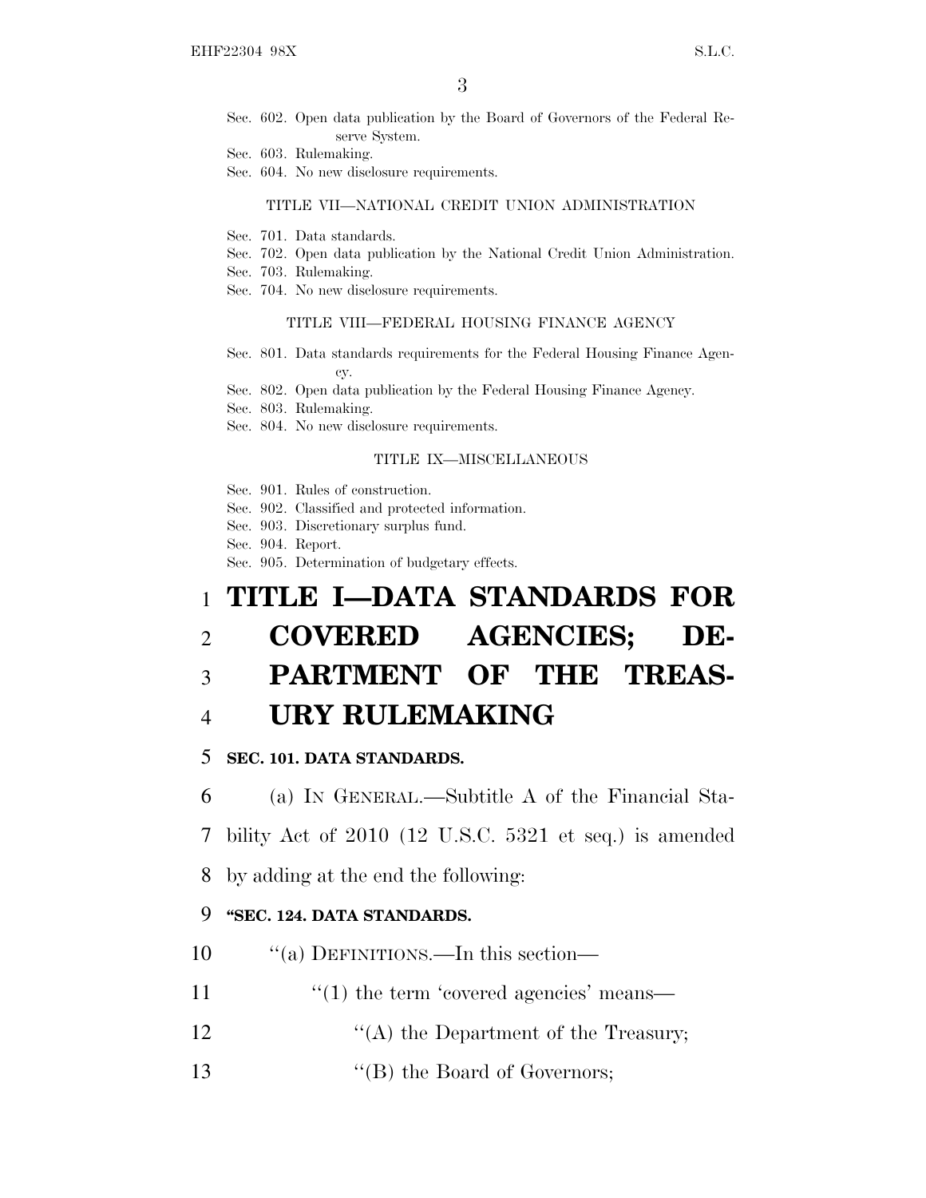Sec. 602. Open data publication by the Board of Governors of the Federal Reserve System.
Sec. 603. Rulemaking.
Sec. 604. No new disclosure requirements.

TITLE VII—NATIONAL CREDIT UNION ADMINISTRATION

Sec. 701. Data standards.
Sec. 702. Open data publication by the National Credit Union Administration.
Sec. 703. Rulemaking.
Sec. 704. No new disclosure requirements.

TITLE VIII—FEDERAL HOUSING FINANCE AGENCY

Sec. 801. Data standards requirements for the Federal Housing Finance Agency.
Sec. 802. Open data publication by the Federal Housing Finance Agency.
Sec. 803. Rulemaking.
Sec. 804. No new disclosure requirements.

TITLE IX—MISCELLANEOUS

Sec. 901. Rules of construction.
Sec. 902. Classified and protected information.
Sec. 903. Discretionary surplus fund.
Sec. 904. Report.
Sec. 905. Determination of budgetary effects.

# TITLE I—DATA STANDARDS FOR COVERED AGENCIES; DEPARTMENT OF THE TREASURY RULEMAKING

**SEC. 101. DATA STANDARDS.**

(a) IN GENERAL.—Subtitle A of the Financial Stability Act of 2010 (12 U.S.C. 5321 et seq.) is amended by adding at the end the following:

**"SEC. 124. DATA STANDARDS.**

"(a) DEFINITIONS.—In this section—

"(1) the term 'covered agencies' means—

"(A) the Department of the Treasury;

"(B) the Board of Governors;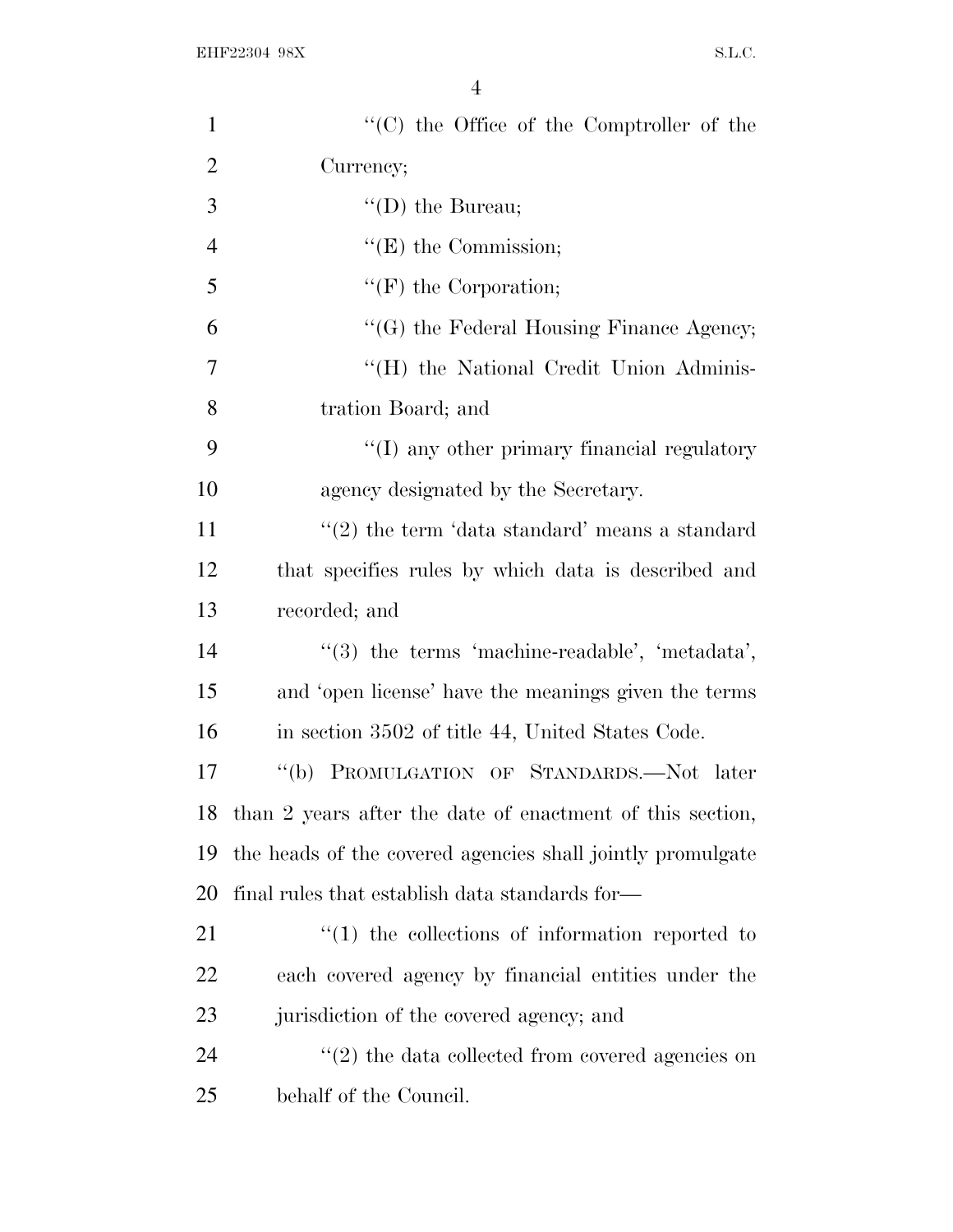"(C) the Office of the Comptroller of the Currency;

"(D) the Bureau;

"(E) the Commission;

"(F) the Corporation;

"(G) the Federal Housing Finance Agency;

"(H) the National Credit Union Administration Board; and

"(I) any other primary financial regulatory agency designated by the Secretary.

"(2) the term 'data standard' means a standard that specifies rules by which data is described and recorded; and

"(3) the terms 'machine-readable', 'metadata', and 'open license' have the meanings given the terms in section 3502 of title 44, United States Code.

"(b) PROMULGATION OF STANDARDS.—Not later than 2 years after the date of enactment of this section, the heads of the covered agencies shall jointly promulgate final rules that establish data standards for—

"(1) the collections of information reported to each covered agency by financial entities under the jurisdiction of the covered agency; and

"(2) the data collected from covered agencies on behalf of the Council.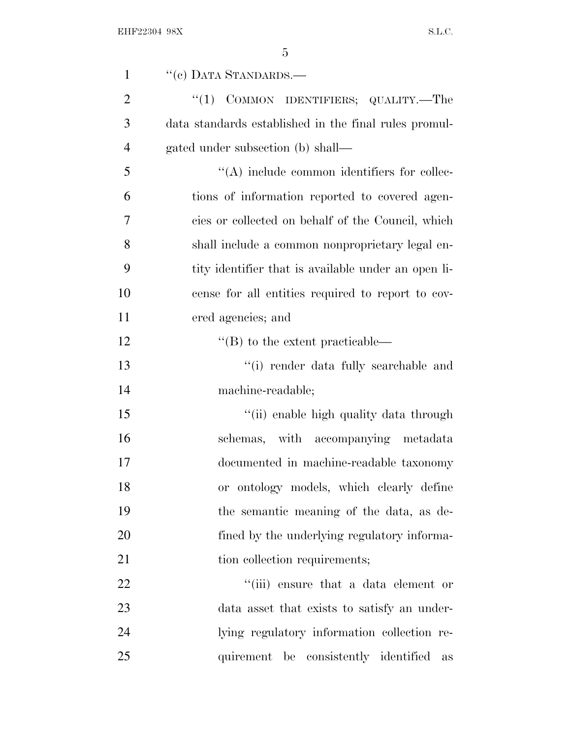"(c) DATA STANDARDS.—

"(1) COMMON IDENTIFIERS; QUALITY.—The data standards established in the final rules promulgated under subsection (b) shall—

"(A) include common identifiers for collections of information reported to covered agencies or collected on behalf of the Council, which shall include a common nonproprietary legal entity identifier that is available under an open license for all entities required to report to covered agencies; and

"(B) to the extent practicable—

"(i) render data fully searchable and machine-readable;

"(ii) enable high quality data through schemas, with accompanying metadata documented in machine-readable taxonomy or ontology models, which clearly define the semantic meaning of the data, as defined by the underlying regulatory information collection requirements;

"(iii) ensure that a data element or data asset that exists to satisfy an underlying regulatory information collection requirement be consistently identified as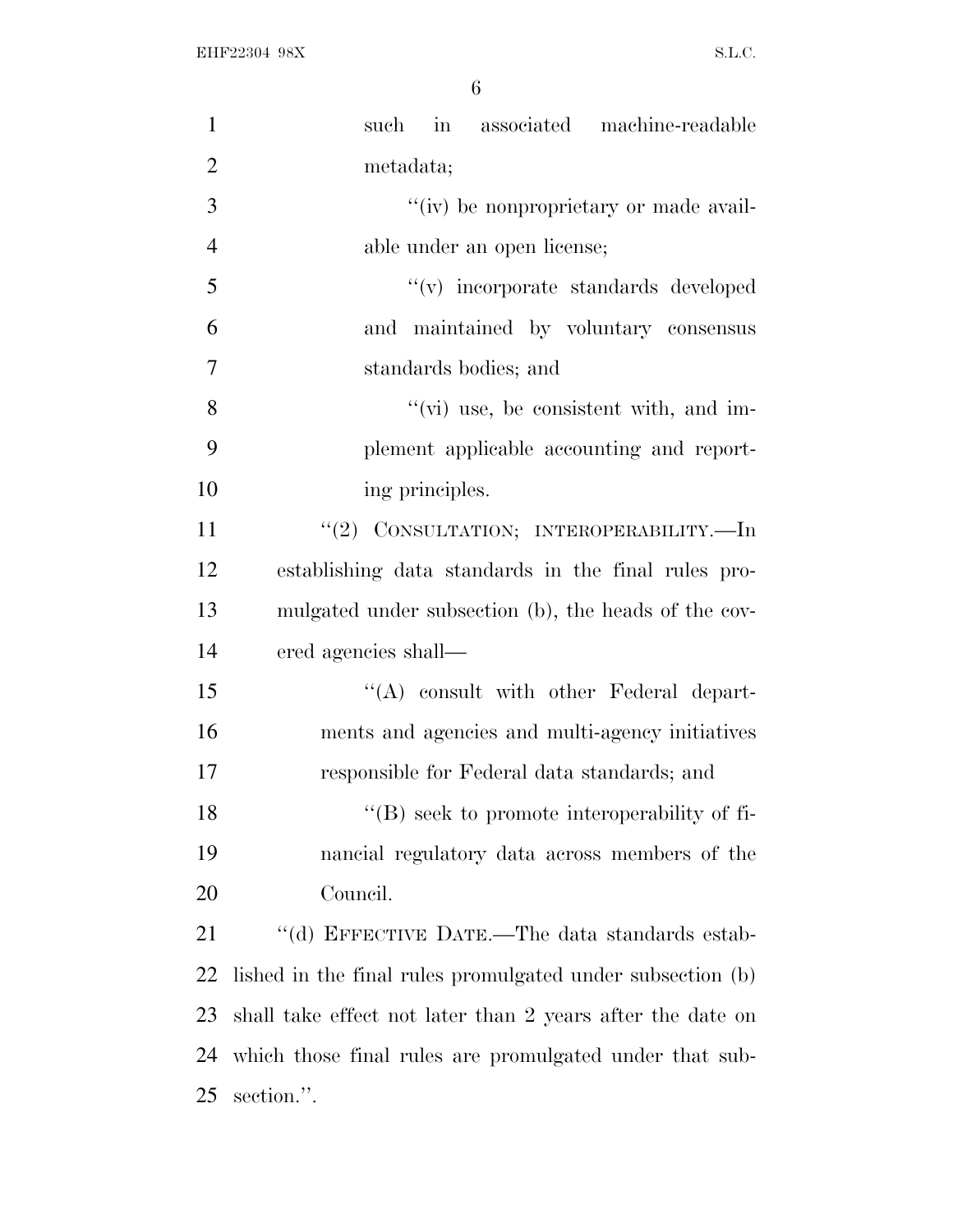such in associated machine-readable metadata;

''(iv) be nonproprietary or made available under an open license;

''(v) incorporate standards developed and maintained by voluntary consensus standards bodies; and

''(vi) use, be consistent with, and implement applicable accounting and reporting principles.

''(2) CONSULTATION; INTEROPERABILITY.—In establishing data standards in the final rules promulgated under subsection (b), the heads of the covered agencies shall—

''(A) consult with other Federal departments and agencies and multi-agency initiatives responsible for Federal data standards; and

''(B) seek to promote interoperability of financial regulatory data across members of the Council.

''(d) EFFECTIVE DATE.—The data standards established in the final rules promulgated under subsection (b) shall take effect not later than 2 years after the date on which those final rules are promulgated under that subsection.''.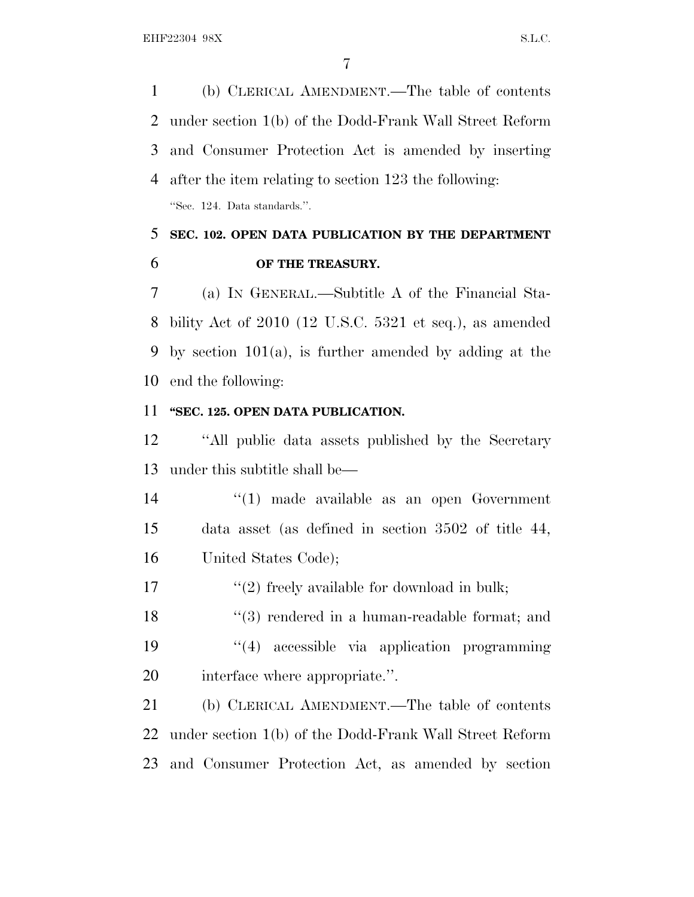(b) CLERICAL AMENDMENT.—The table of contents under section 1(b) of the Dodd-Frank Wall Street Reform and Consumer Protection Act is amended by inserting after the item relating to section 123 the following:

"Sec. 124. Data standards.".

**SEC. 102. OPEN DATA PUBLICATION BY THE DEPARTMENT OF THE TREASURY.**

(a) IN GENERAL.—Subtitle A of the Financial Stability Act of 2010 (12 U.S.C. 5321 et seq.), as amended by section 101(a), is further amended by adding at the end the following:

**"SEC. 125. OPEN DATA PUBLICATION.**

"All public data assets published by the Secretary under this subtitle shall be—

"(1) made available as an open Government data asset (as defined in section 3502 of title 44, United States Code);

"(2) freely available for download in bulk;

"(3) rendered in a human-readable format; and

"(4) accessible via application programming interface where appropriate.".

(b) CLERICAL AMENDMENT.—The table of contents under section 1(b) of the Dodd-Frank Wall Street Reform and Consumer Protection Act, as amended by section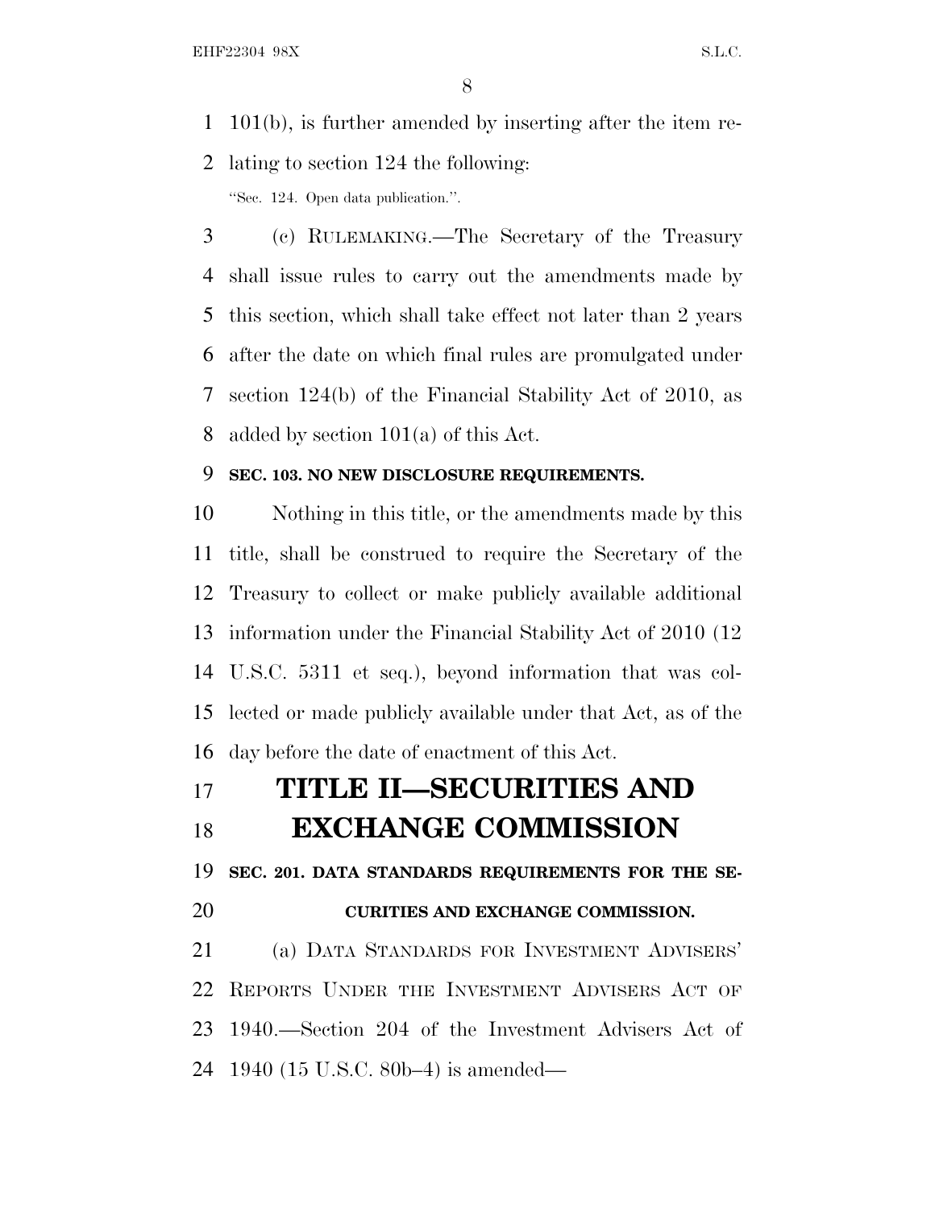101(b), is further amended by inserting after the item relating to section 124 the following:

"Sec. 124. Open data publication.".

(c) RULEMAKING.—The Secretary of the Treasury shall issue rules to carry out the amendments made by this section, which shall take effect not later than 2 years after the date on which final rules are promulgated under section 124(b) of the Financial Stability Act of 2010, as added by section 101(a) of this Act.

**SEC. 103. NO NEW DISCLOSURE REQUIREMENTS.**

Nothing in this title, or the amendments made by this title, shall be construed to require the Secretary of the Treasury to collect or make publicly available additional information under the Financial Stability Act of 2010 (12 U.S.C. 5311 et seq.), beyond information that was collected or made publicly available under that Act, as of the day before the date of enactment of this Act.

# TITLE II—SECURITIES AND EXCHANGE COMMISSION

**SEC. 201. DATA STANDARDS REQUIREMENTS FOR THE SECURITIES AND EXCHANGE COMMISSION.**

(a) DATA STANDARDS FOR INVESTMENT ADVISERS' REPORTS UNDER THE INVESTMENT ADVISERS ACT OF 1940.—Section 204 of the Investment Advisers Act of 1940 (15 U.S.C. 80b–4) is amended—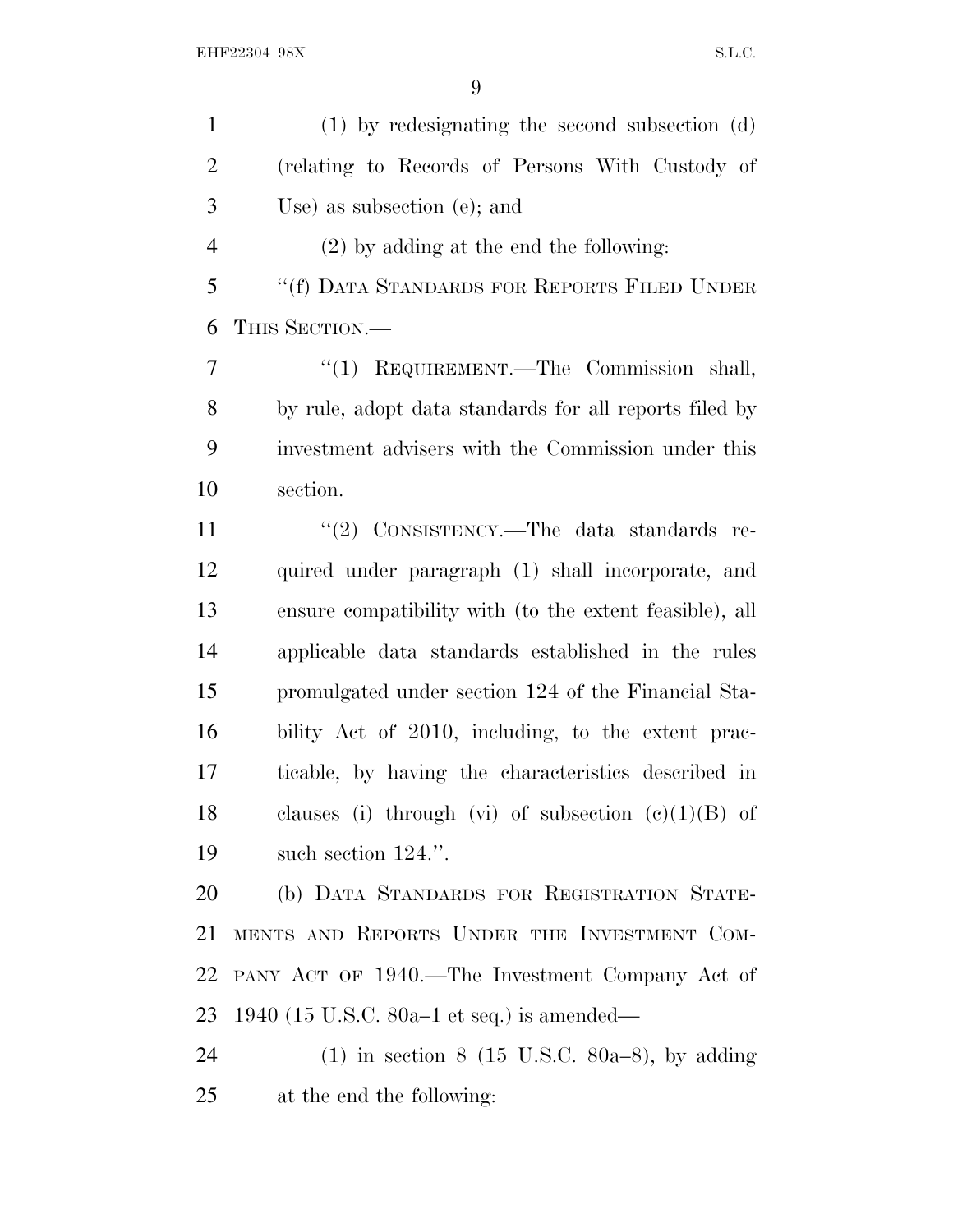(1) by redesignating the second subsection (d) (relating to Records of Persons With Custody of Use) as subsection (e); and

(2) by adding at the end the following:

''(f) DATA STANDARDS FOR REPORTS FILED UNDER THIS SECTION.—

''(1) REQUIREMENT.—The Commission shall, by rule, adopt data standards for all reports filed by investment advisers with the Commission under this section.

''(2) CONSISTENCY.—The data standards required under paragraph (1) shall incorporate, and ensure compatibility with (to the extent feasible), all applicable data standards established in the rules promulgated under section 124 of the Financial Stability Act of 2010, including, to the extent practicable, by having the characteristics described in clauses (i) through (vi) of subsection (c)(1)(B) of such section 124.''.

(b) DATA STANDARDS FOR REGISTRATION STATEMENTS AND REPORTS UNDER THE INVESTMENT COMPANY ACT OF 1940.—The Investment Company Act of 1940 (15 U.S.C. 80a–1 et seq.) is amended—

(1) in section 8 (15 U.S.C. 80a–8), by adding at the end the following: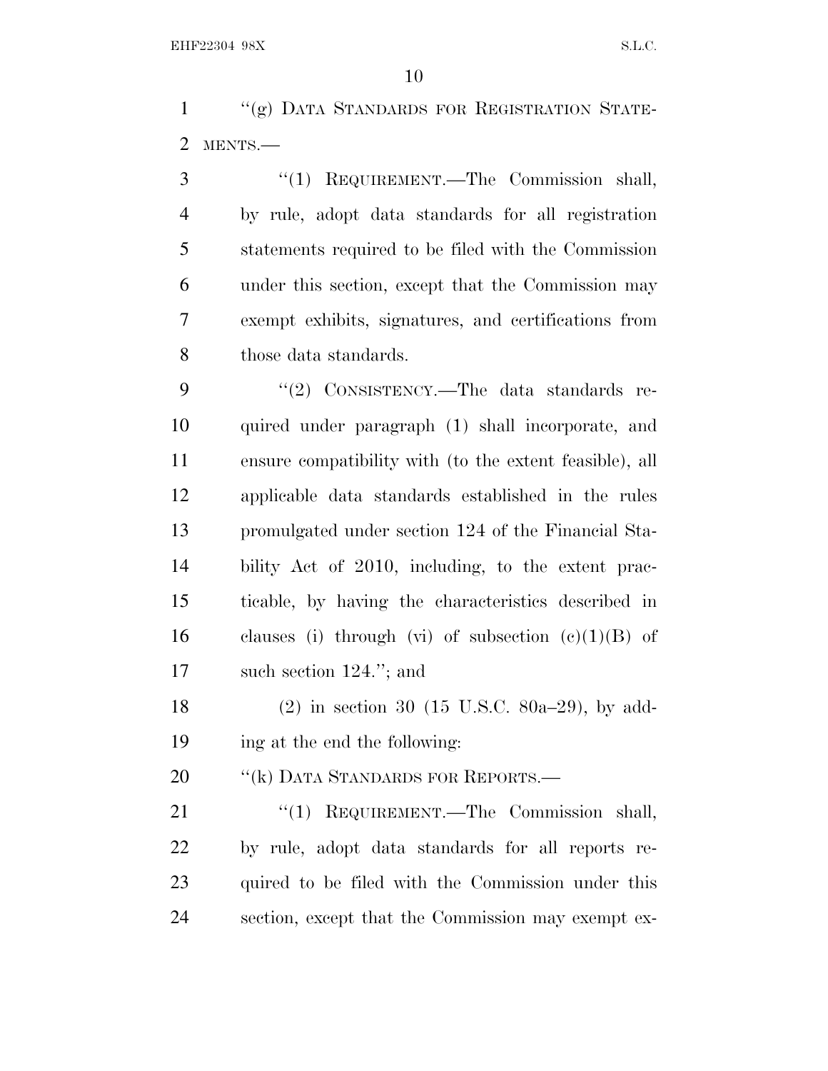"(g) DATA STANDARDS FOR REGISTRATION STATEMENTS.—

"(1) REQUIREMENT.—The Commission shall, by rule, adopt data standards for all registration statements required to be filed with the Commission under this section, except that the Commission may exempt exhibits, signatures, and certifications from those data standards.

"(2) CONSISTENCY.—The data standards required under paragraph (1) shall incorporate, and ensure compatibility with (to the extent feasible), all applicable data standards established in the rules promulgated under section 124 of the Financial Stability Act of 2010, including, to the extent practicable, by having the characteristics described in clauses (i) through (vi) of subsection (c)(1)(B) of such section 124."; and

(2) in section 30 (15 U.S.C. 80a–29), by adding at the end the following:

"(k) DATA STANDARDS FOR REPORTS.—

"(1) REQUIREMENT.—The Commission shall, by rule, adopt data standards for all reports required to be filed with the Commission under this section, except that the Commission may exempt ex-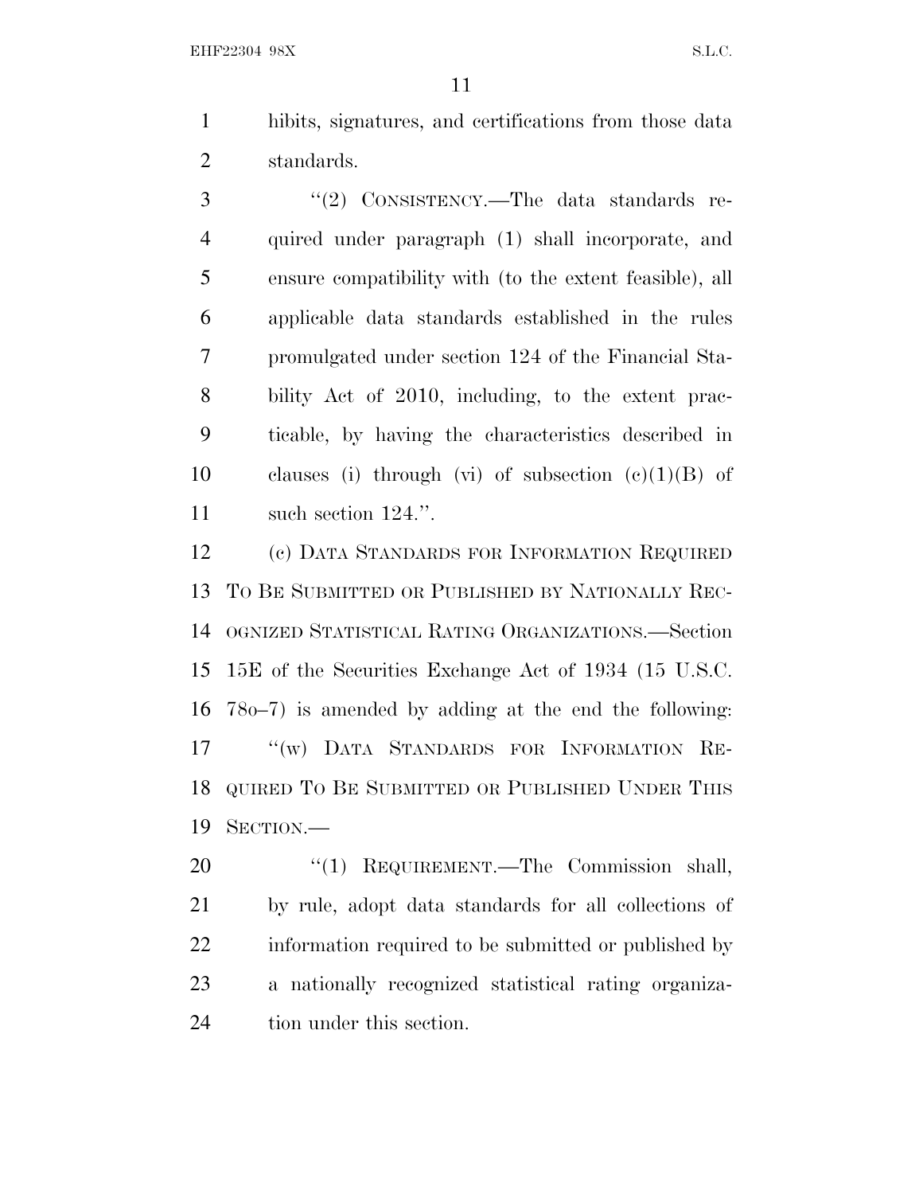hibits, signatures, and certifications from those data standards.

"(2) CONSISTENCY.—The data standards required under paragraph (1) shall incorporate, and ensure compatibility with (to the extent feasible), all applicable data standards established in the rules promulgated under section 124 of the Financial Stability Act of 2010, including, to the extent practicable, by having the characteristics described in clauses (i) through (vi) of subsection (c)(1)(B) of such section 124.".

(c) DATA STANDARDS FOR INFORMATION REQUIRED TO BE SUBMITTED OR PUBLISHED BY NATIONALLY RECOGNIZED STATISTICAL RATING ORGANIZATIONS.—Section 15E of the Securities Exchange Act of 1934 (15 U.S.C. 78o–7) is amended by adding at the end the following:

"(w) DATA STANDARDS FOR INFORMATION REQUIRED TO BE SUBMITTED OR PUBLISHED UNDER THIS SECTION.—

"(1) REQUIREMENT.—The Commission shall, by rule, adopt data standards for all collections of information required to be submitted or published by a nationally recognized statistical rating organization under this section.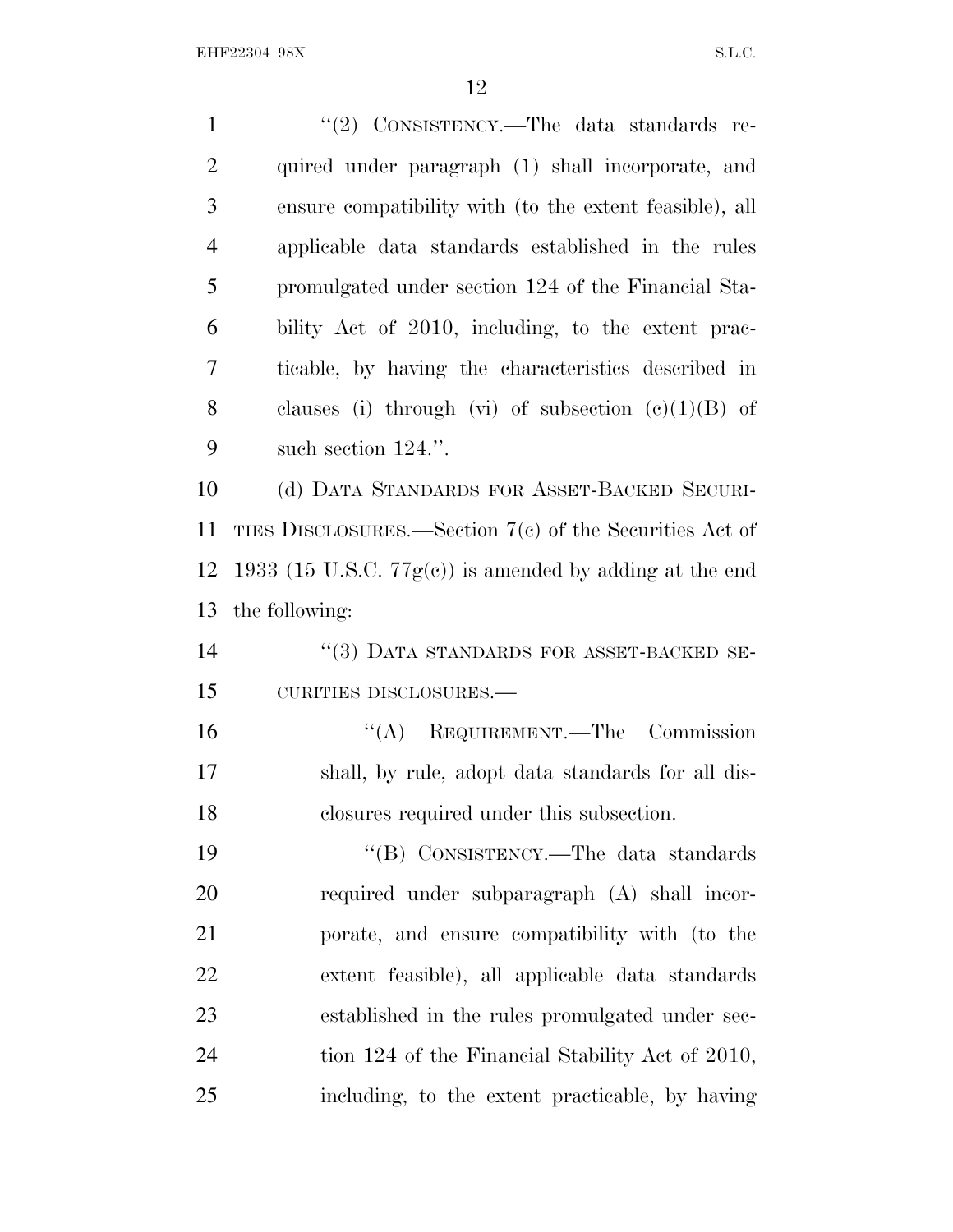"(2) CONSISTENCY.—The data standards required under paragraph (1) shall incorporate, and ensure compatibility with (to the extent feasible), all applicable data standards established in the rules promulgated under section 124 of the Financial Stability Act of 2010, including, to the extent practicable, by having the characteristics described in clauses (i) through (vi) of subsection (c)(1)(B) of such section 124.".

(d) DATA STANDARDS FOR ASSET-BACKED SECURITIES DISCLOSURES.—Section 7(c) of the Securities Act of 1933 (15 U.S.C. 77g(c)) is amended by adding at the end the following:

"(3) DATA STANDARDS FOR ASSET-BACKED SECURITIES DISCLOSURES.—

"(A) REQUIREMENT.—The Commission shall, by rule, adopt data standards for all disclosures required under this subsection.

"(B) CONSISTENCY.—The data standards required under subparagraph (A) shall incorporate, and ensure compatibility with (to the extent feasible), all applicable data standards established in the rules promulgated under section 124 of the Financial Stability Act of 2010, including, to the extent practicable, by having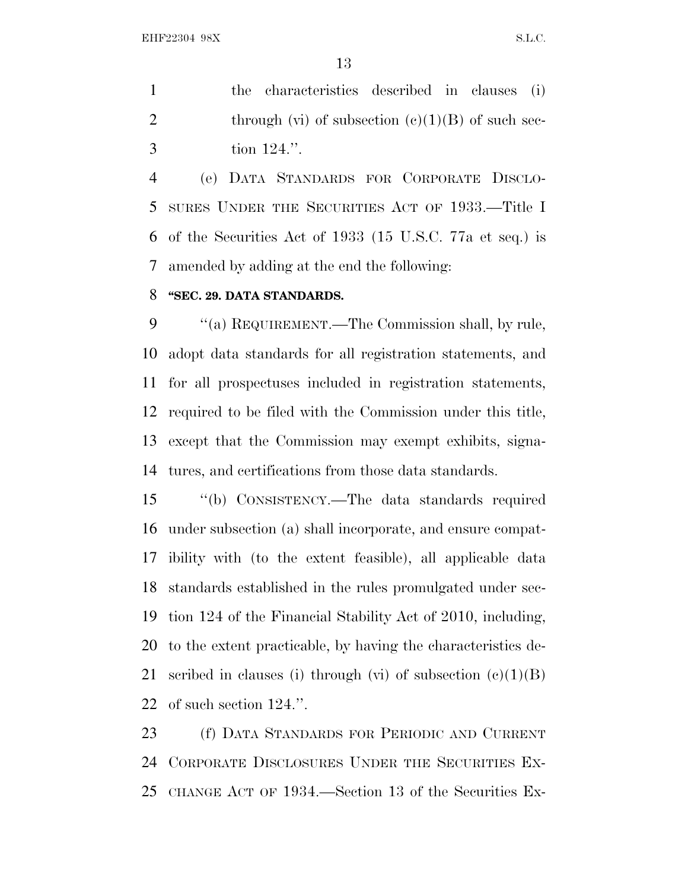the characteristics described in clauses (i) through (vi) of subsection (c)(1)(B) of such section 124.''.

(e) DATA STANDARDS FOR CORPORATE DISCLOSURES UNDER THE SECURITIES ACT OF 1933.—Title I of the Securities Act of 1933 (15 U.S.C. 77a et seq.) is amended by adding at the end the following:

**''SEC. 29. DATA STANDARDS.**

''(a) REQUIREMENT.—The Commission shall, by rule, adopt data standards for all registration statements, and for all prospectuses included in registration statements, required to be filed with the Commission under this title, except that the Commission may exempt exhibits, signatures, and certifications from those data standards.

''(b) CONSISTENCY.—The data standards required under subsection (a) shall incorporate, and ensure compatibility with (to the extent feasible), all applicable data standards established in the rules promulgated under section 124 of the Financial Stability Act of 2010, including, to the extent practicable, by having the characteristics described in clauses (i) through (vi) of subsection (c)(1)(B) of such section 124.''.

(f) DATA STANDARDS FOR PERIODIC AND CURRENT CORPORATE DISCLOSURES UNDER THE SECURITIES EXCHANGE ACT OF 1934.—Section 13 of the Securities Ex-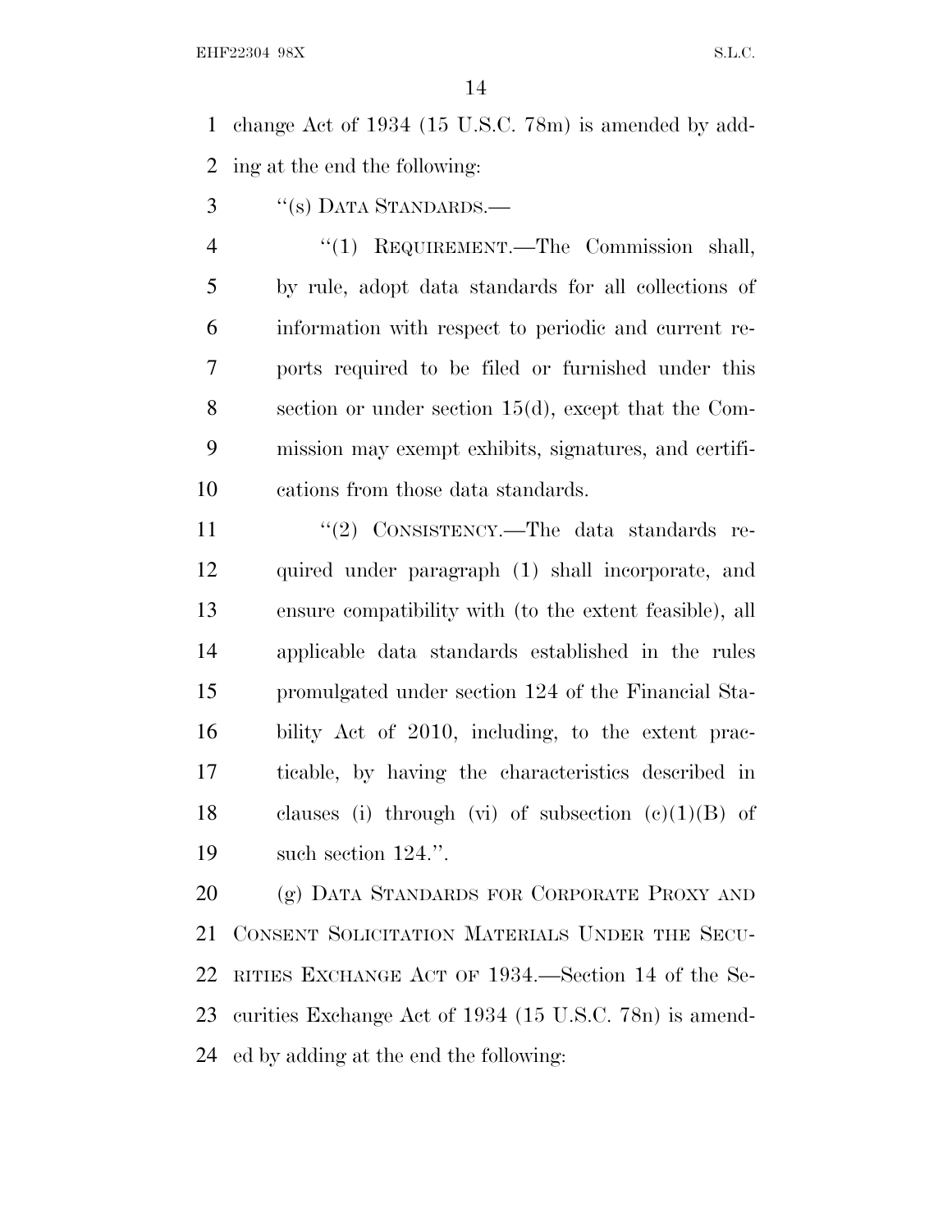change Act of 1934 (15 U.S.C. 78m) is amended by adding at the end the following:

"(s) DATA STANDARDS.—

"(1) REQUIREMENT.—The Commission shall, by rule, adopt data standards for all collections of information with respect to periodic and current reports required to be filed or furnished under this section or under section 15(d), except that the Commission may exempt exhibits, signatures, and certifications from those data standards.

"(2) CONSISTENCY.—The data standards required under paragraph (1) shall incorporate, and ensure compatibility with (to the extent feasible), all applicable data standards established in the rules promulgated under section 124 of the Financial Stability Act of 2010, including, to the extent practicable, by having the characteristics described in clauses (i) through (vi) of subsection (c)(1)(B) of such section 124.".

(g) DATA STANDARDS FOR CORPORATE PROXY AND CONSENT SOLICITATION MATERIALS UNDER THE SECURITIES EXCHANGE ACT OF 1934.—Section 14 of the Securities Exchange Act of 1934 (15 U.S.C. 78n) is amended by adding at the end the following: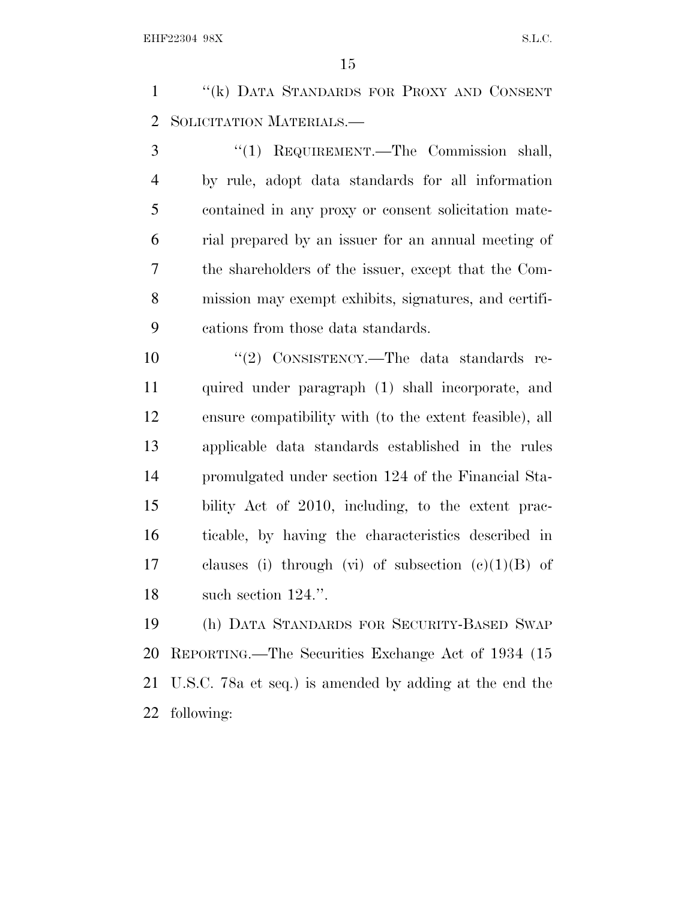"(k) DATA STANDARDS FOR PROXY AND CONSENT SOLICITATION MATERIALS.—

"(1) REQUIREMENT.—The Commission shall, by rule, adopt data standards for all information contained in any proxy or consent solicitation material prepared by an issuer for an annual meeting of the shareholders of the issuer, except that the Commission may exempt exhibits, signatures, and certifications from those data standards.

"(2) CONSISTENCY.—The data standards required under paragraph (1) shall incorporate, and ensure compatibility with (to the extent feasible), all applicable data standards established in the rules promulgated under section 124 of the Financial Stability Act of 2010, including, to the extent practicable, by having the characteristics described in clauses (i) through (vi) of subsection (c)(1)(B) of such section 124.".

(h) DATA STANDARDS FOR SECURITY-BASED SWAP REPORTING.—The Securities Exchange Act of 1934 (15 U.S.C. 78a et seq.) is amended by adding at the end the following: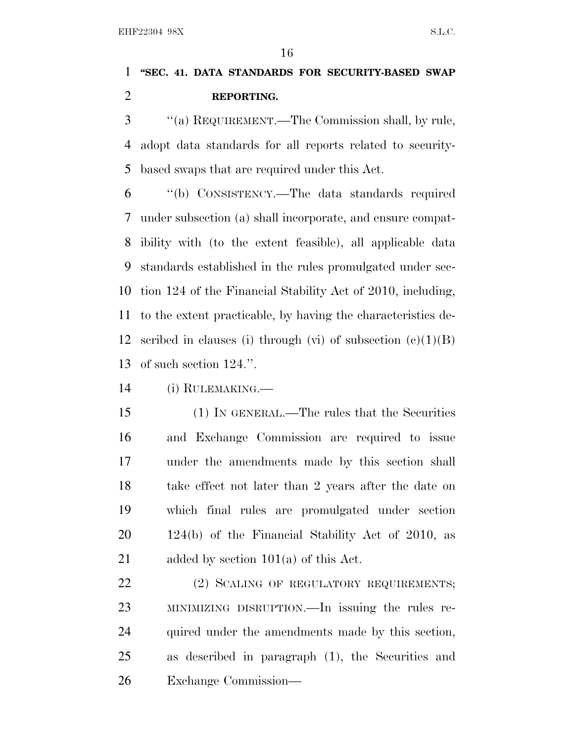**"SEC. 41. DATA STANDARDS FOR SECURITY-BASED SWAP REPORTING.**

"(a) REQUIREMENT.—The Commission shall, by rule, adopt data standards for all reports related to security-based swaps that are required under this Act.

"(b) CONSISTENCY.—The data standards required under subsection (a) shall incorporate, and ensure compatibility with (to the extent feasible), all applicable data standards established in the rules promulgated under section 124 of the Financial Stability Act of 2010, including, to the extent practicable, by having the characteristics described in clauses (i) through (vi) of subsection (c)(1)(B) of such section 124.".

(i) RULEMAKING.—

(1) IN GENERAL.—The rules that the Securities and Exchange Commission are required to issue under the amendments made by this section shall take effect not later than 2 years after the date on which final rules are promulgated under section 124(b) of the Financial Stability Act of 2010, as added by section 101(a) of this Act.

(2) SCALING OF REGULATORY REQUIREMENTS; MINIMIZING DISRUPTION.—In issuing the rules required under the amendments made by this section, as described in paragraph (1), the Securities and Exchange Commission—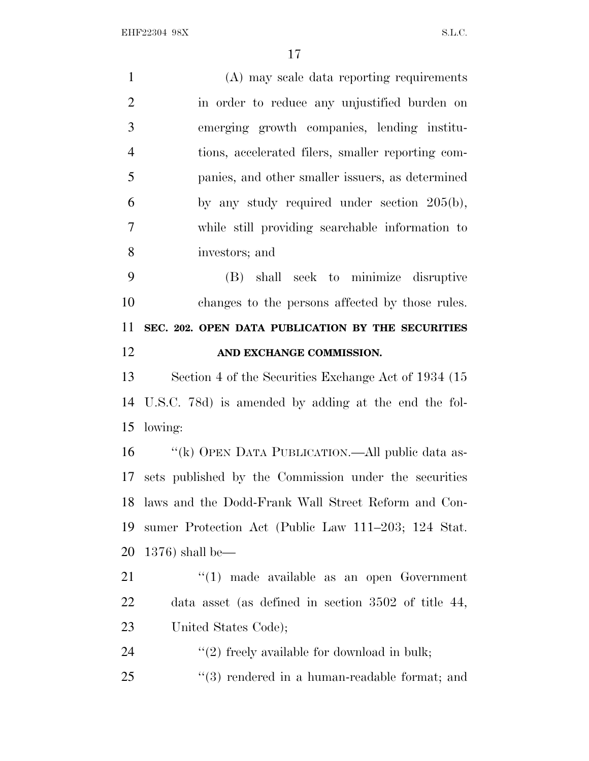(A) may scale data reporting requirements in order to reduce any unjustified burden on emerging growth companies, lending institutions, accelerated filers, smaller reporting companies, and other smaller issuers, as determined by any study required under section 205(b), while still providing searchable information to investors; and

(B) shall seek to minimize disruptive changes to the persons affected by those rules.

**SEC. 202. OPEN DATA PUBLICATION BY THE SECURITIES AND EXCHANGE COMMISSION.**

Section 4 of the Securities Exchange Act of 1934 (15 U.S.C. 78d) is amended by adding at the end the following:

"(k) OPEN DATA PUBLICATION.—All public data assets published by the Commission under the securities laws and the Dodd-Frank Wall Street Reform and Consumer Protection Act (Public Law 111–203; 124 Stat. 1376) shall be—

"(1) made available as an open Government data asset (as defined in section 3502 of title 44, United States Code);

"(2) freely available for download in bulk;

"(3) rendered in a human-readable format; and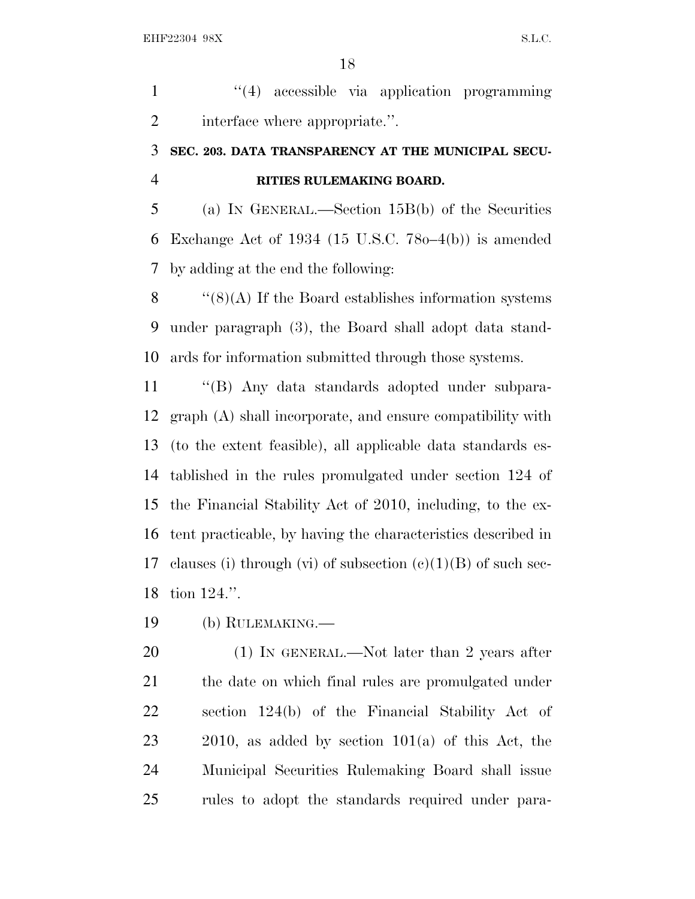"(4) accessible via application programming interface where appropriate.".

**SEC. 203. DATA TRANSPARENCY AT THE MUNICIPAL SECURITIES RULEMAKING BOARD.**

(a) IN GENERAL.—Section 15B(b) of the Securities Exchange Act of 1934 (15 U.S.C. 78o–4(b)) is amended by adding at the end the following:

"(8)(A) If the Board establishes information systems under paragraph (3), the Board shall adopt data standards for information submitted through those systems.

"(B) Any data standards adopted under subparagraph (A) shall incorporate, and ensure compatibility with (to the extent feasible), all applicable data standards established in the rules promulgated under section 124 of the Financial Stability Act of 2010, including, to the extent practicable, by having the characteristics described in clauses (i) through (vi) of subsection (c)(1)(B) of such section 124.".

(b) RULEMAKING.—

(1) IN GENERAL.—Not later than 2 years after the date on which final rules are promulgated under section 124(b) of the Financial Stability Act of 2010, as added by section 101(a) of this Act, the Municipal Securities Rulemaking Board shall issue rules to adopt the standards required under para-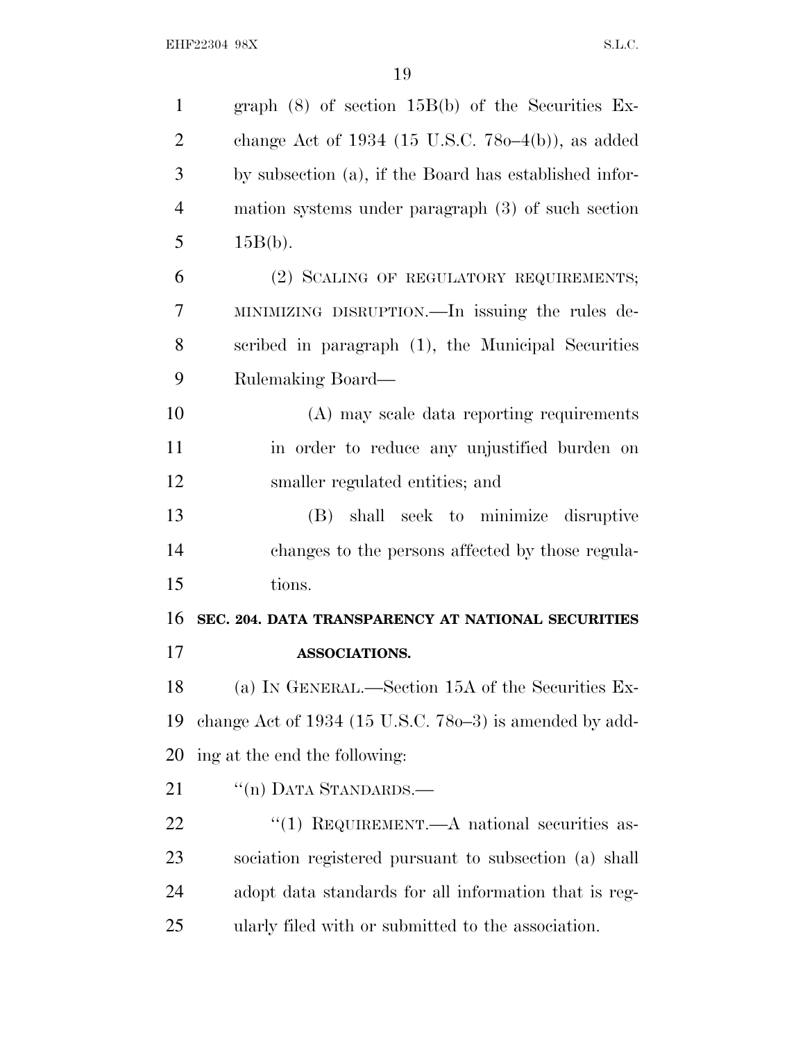graph (8) of section 15B(b) of the Securities Exchange Act of 1934 (15 U.S.C. 78o–4(b)), as added by subsection (a), if the Board has established information systems under paragraph (3) of such section 15B(b).

(2) SCALING OF REGULATORY REQUIREMENTS; MINIMIZING DISRUPTION.—In issuing the rules described in paragraph (1), the Municipal Securities Rulemaking Board—

(A) may scale data reporting requirements in order to reduce any unjustified burden on smaller regulated entities; and

(B) shall seek to minimize disruptive changes to the persons affected by those regulations.

**SEC. 204. DATA TRANSPARENCY AT NATIONAL SECURITIES ASSOCIATIONS.**

(a) IN GENERAL.—Section 15A of the Securities Exchange Act of 1934 (15 U.S.C. 78o–3) is amended by adding at the end the following:

"(n) DATA STANDARDS.—

"(1) REQUIREMENT.—A national securities association registered pursuant to subsection (a) shall adopt data standards for all information that is regularly filed with or submitted to the association.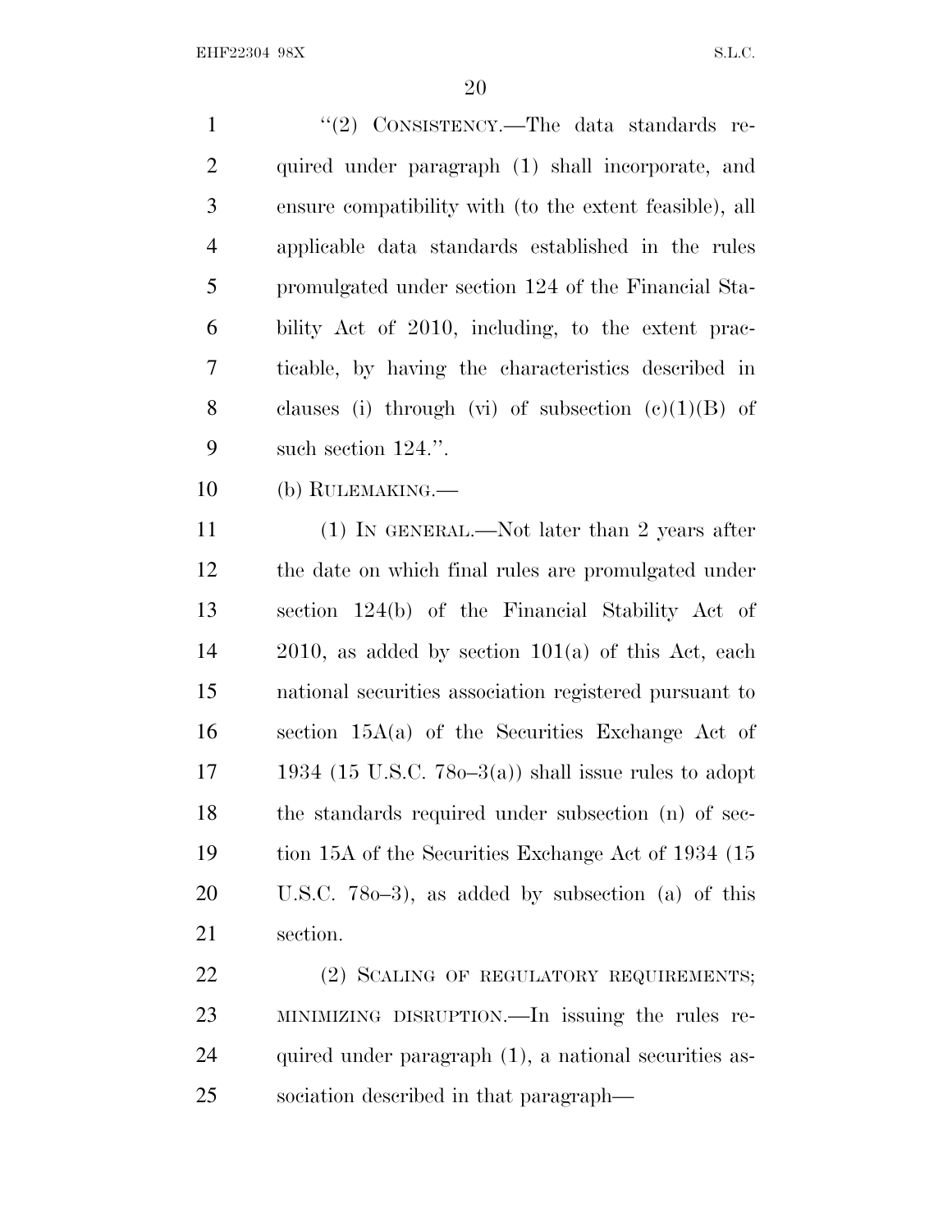"(2) CONSISTENCY.—The data standards required under paragraph (1) shall incorporate, and ensure compatibility with (to the extent feasible), all applicable data standards established in the rules promulgated under section 124 of the Financial Stability Act of 2010, including, to the extent practicable, by having the characteristics described in clauses (i) through (vi) of subsection (c)(1)(B) of such section 124.".

(b) RULEMAKING.—

(1) IN GENERAL.—Not later than 2 years after the date on which final rules are promulgated under section 124(b) of the Financial Stability Act of 2010, as added by section 101(a) of this Act, each national securities association registered pursuant to section 15A(a) of the Securities Exchange Act of 1934 (15 U.S.C. 78o–3(a)) shall issue rules to adopt the standards required under subsection (n) of section 15A of the Securities Exchange Act of 1934 (15 U.S.C. 78o–3), as added by subsection (a) of this section.

(2) SCALING OF REGULATORY REQUIREMENTS; MINIMIZING DISRUPTION.—In issuing the rules required under paragraph (1), a national securities association described in that paragraph—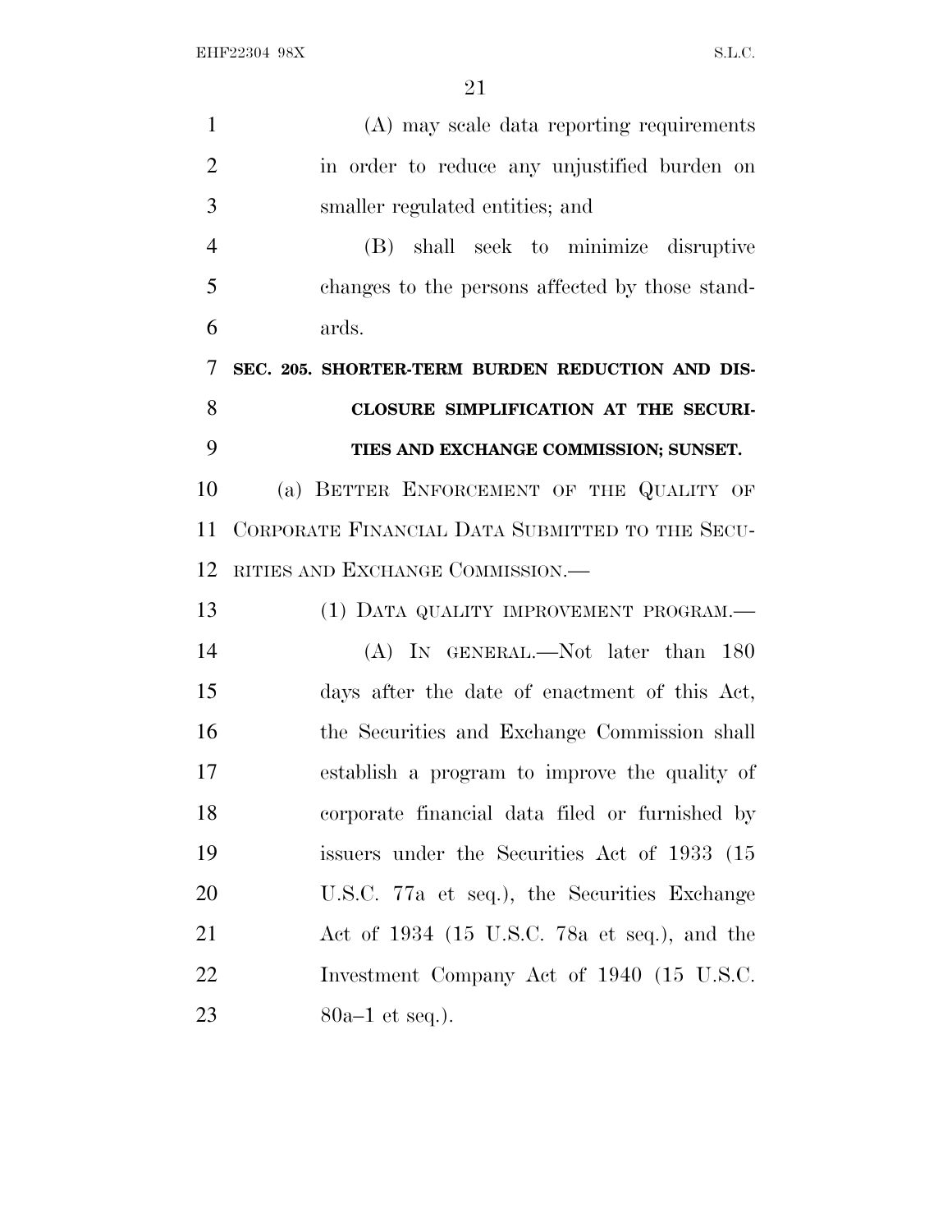(A) may scale data reporting requirements in order to reduce any unjustified burden on smaller regulated entities; and

(B) shall seek to minimize disruptive changes to the persons affected by those standards.

**SEC. 205. SHORTER-TERM BURDEN REDUCTION AND DISCLOSURE SIMPLIFICATION AT THE SECURITIES AND EXCHANGE COMMISSION; SUNSET.**

(a) BETTER ENFORCEMENT OF THE QUALITY OF CORPORATE FINANCIAL DATA SUBMITTED TO THE SECURITIES AND EXCHANGE COMMISSION.—

(1) DATA QUALITY IMPROVEMENT PROGRAM.—

(A) IN GENERAL.—Not later than 180 days after the date of enactment of this Act, the Securities and Exchange Commission shall establish a program to improve the quality of corporate financial data filed or furnished by issuers under the Securities Act of 1933 (15 U.S.C. 77a et seq.), the Securities Exchange Act of 1934 (15 U.S.C. 78a et seq.), and the Investment Company Act of 1940 (15 U.S.C. 80a–1 et seq.).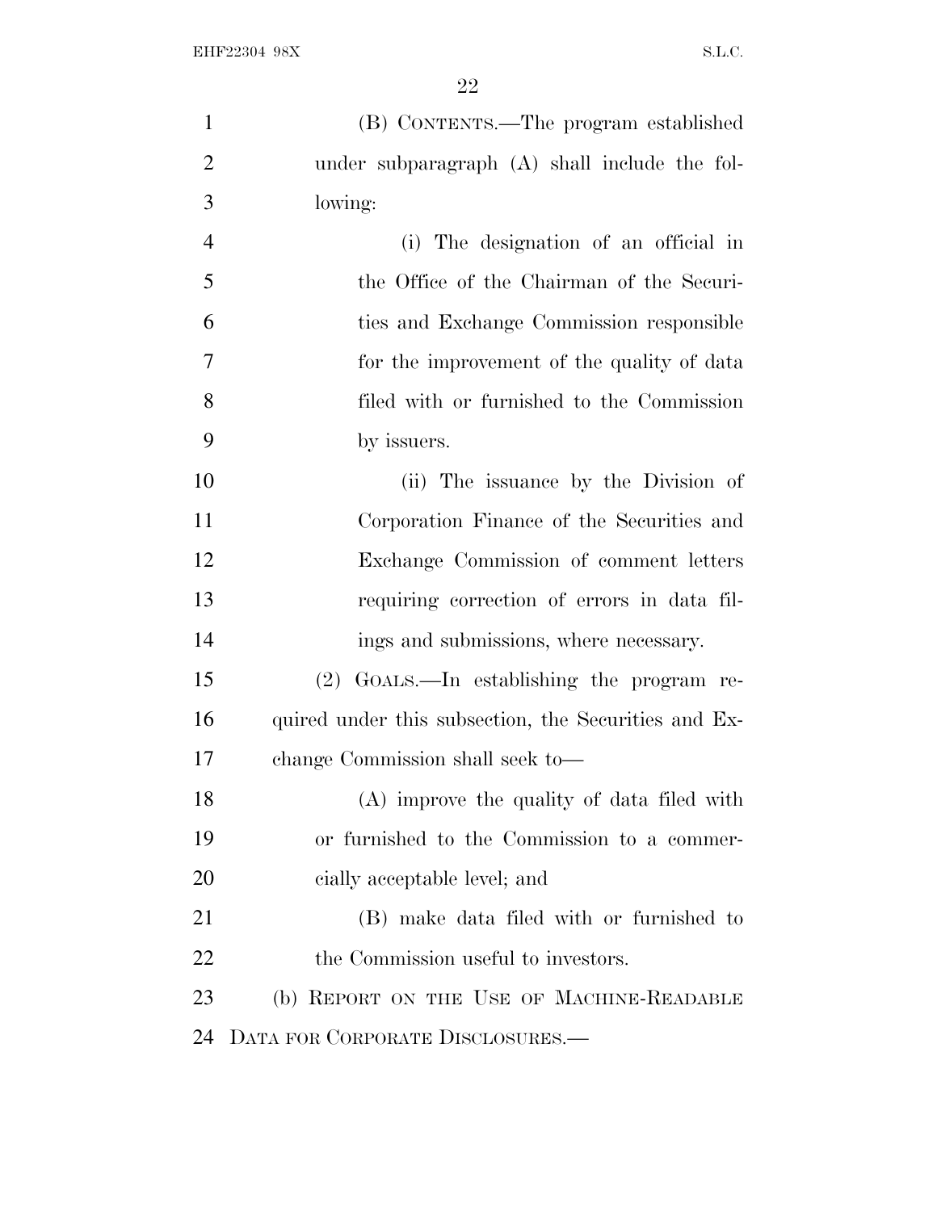(B) CONTENTS.—The program established under subparagraph (A) shall include the following:

(i) The designation of an official in the Office of the Chairman of the Securities and Exchange Commission responsible for the improvement of the quality of data filed with or furnished to the Commission by issuers.

(ii) The issuance by the Division of Corporation Finance of the Securities and Exchange Commission of comment letters requiring correction of errors in data filings and submissions, where necessary.

(2) GOALS.—In establishing the program required under this subsection, the Securities and Exchange Commission shall seek to—

(A) improve the quality of data filed with or furnished to the Commission to a commercially acceptable level; and

(B) make data filed with or furnished to the Commission useful to investors.

(b) REPORT ON THE USE OF MACHINE-READABLE DATA FOR CORPORATE DISCLOSURES.—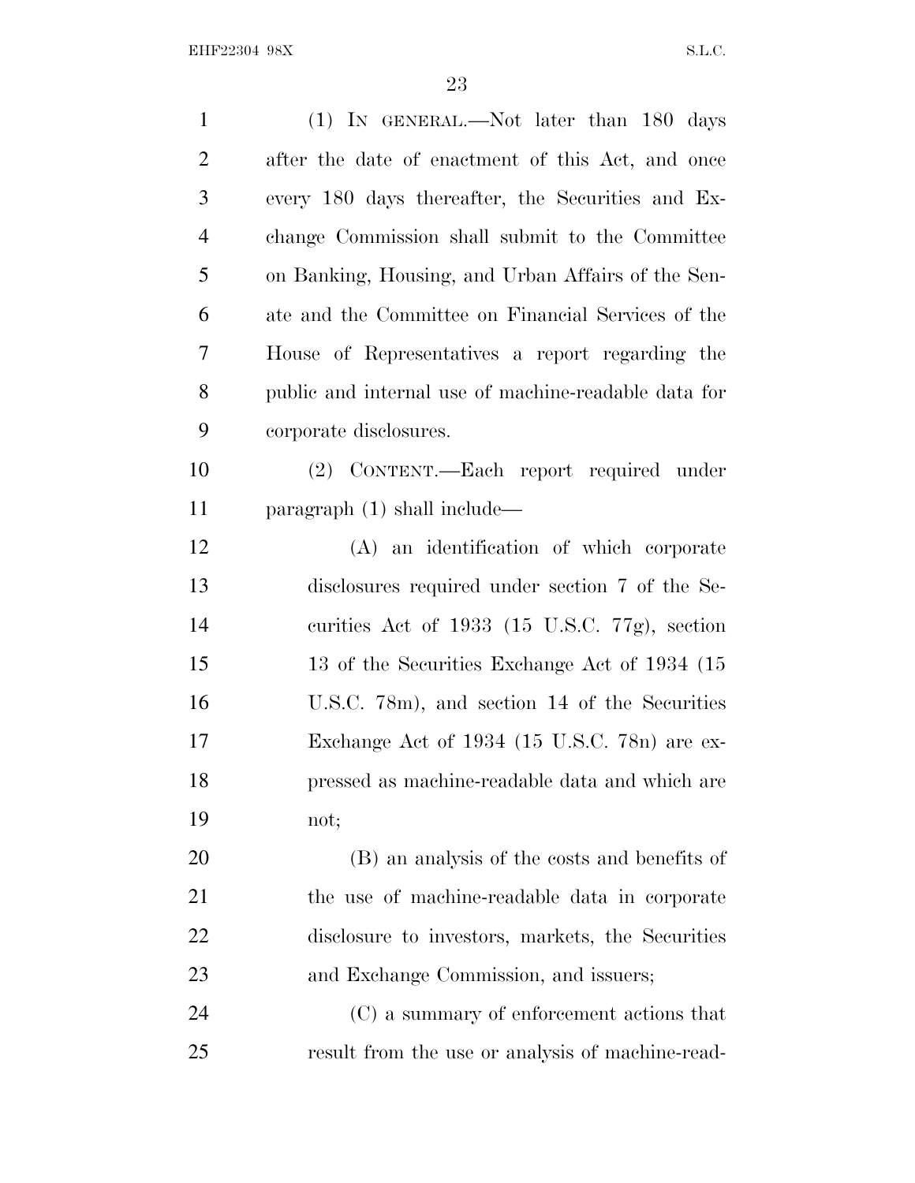(1) IN GENERAL.—Not later than 180 days after the date of enactment of this Act, and once every 180 days thereafter, the Securities and Exchange Commission shall submit to the Committee on Banking, Housing, and Urban Affairs of the Senate and the Committee on Financial Services of the House of Representatives a report regarding the public and internal use of machine-readable data for corporate disclosures.

(2) CONTENT.—Each report required under paragraph (1) shall include—

(A) an identification of which corporate disclosures required under section 7 of the Securities Act of 1933 (15 U.S.C. 77g), section 13 of the Securities Exchange Act of 1934 (15 U.S.C. 78m), and section 14 of the Securities Exchange Act of 1934 (15 U.S.C. 78n) are expressed as machine-readable data and which are not;

(B) an analysis of the costs and benefits of the use of machine-readable data in corporate disclosure to investors, markets, the Securities and Exchange Commission, and issuers;

(C) a summary of enforcement actions that result from the use or analysis of machine-read-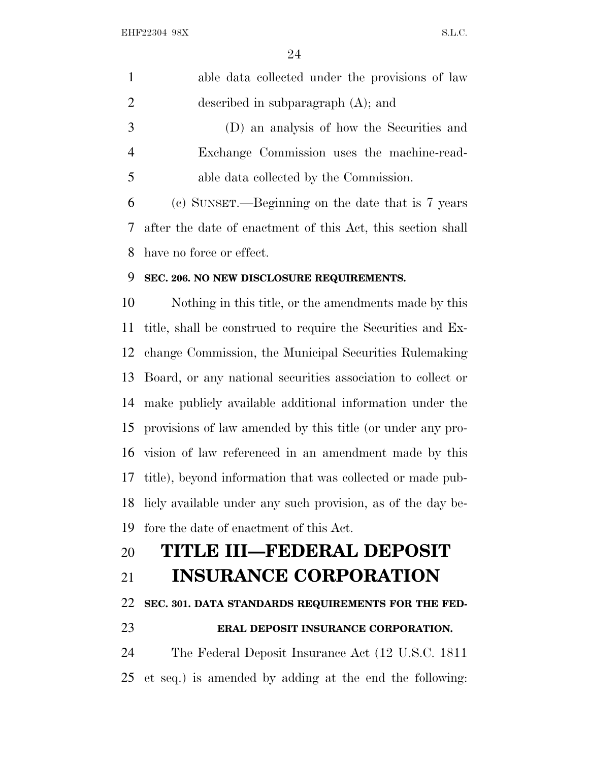able data collected under the provisions of law described in subparagraph (A); and

(D) an analysis of how the Securities and Exchange Commission uses the machine-readable data collected by the Commission.

(c) SUNSET.—Beginning on the date that is 7 years after the date of enactment of this Act, this section shall have no force or effect.

**SEC. 206. NO NEW DISCLOSURE REQUIREMENTS.**

Nothing in this title, or the amendments made by this title, shall be construed to require the Securities and Exchange Commission, the Municipal Securities Rulemaking Board, or any national securities association to collect or make publicly available additional information under the provisions of law amended by this title (or under any provision of law referenced in an amendment made by this title), beyond information that was collected or made publicly available under any such provision, as of the day before the date of enactment of this Act.

# TITLE III—FEDERAL DEPOSIT INSURANCE CORPORATION

**SEC. 301. DATA STANDARDS REQUIREMENTS FOR THE FEDERAL DEPOSIT INSURANCE CORPORATION.**

The Federal Deposit Insurance Act (12 U.S.C. 1811 et seq.) is amended by adding at the end the following: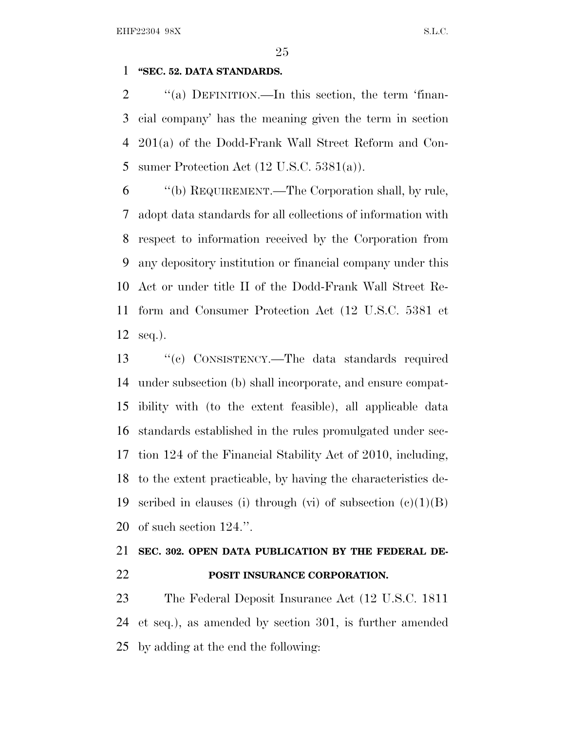**"SEC. 52. DATA STANDARDS.**

"(a) DEFINITION.—In this section, the term 'financial company' has the meaning given the term in section 201(a) of the Dodd-Frank Wall Street Reform and Consumer Protection Act (12 U.S.C. 5381(a)).

"(b) REQUIREMENT.—The Corporation shall, by rule, adopt data standards for all collections of information with respect to information received by the Corporation from any depository institution or financial company under this Act or under title II of the Dodd-Frank Wall Street Reform and Consumer Protection Act (12 U.S.C. 5381 et seq.).

"(c) CONSISTENCY.—The data standards required under subsection (b) shall incorporate, and ensure compatibility with (to the extent feasible), all applicable data standards established in the rules promulgated under section 124 of the Financial Stability Act of 2010, including, to the extent practicable, by having the characteristics described in clauses (i) through (vi) of subsection (c)(1)(B) of such section 124.".

**SEC. 302. OPEN DATA PUBLICATION BY THE FEDERAL DEPOSIT INSURANCE CORPORATION.**

The Federal Deposit Insurance Act (12 U.S.C. 1811 et seq.), as amended by section 301, is further amended by adding at the end the following: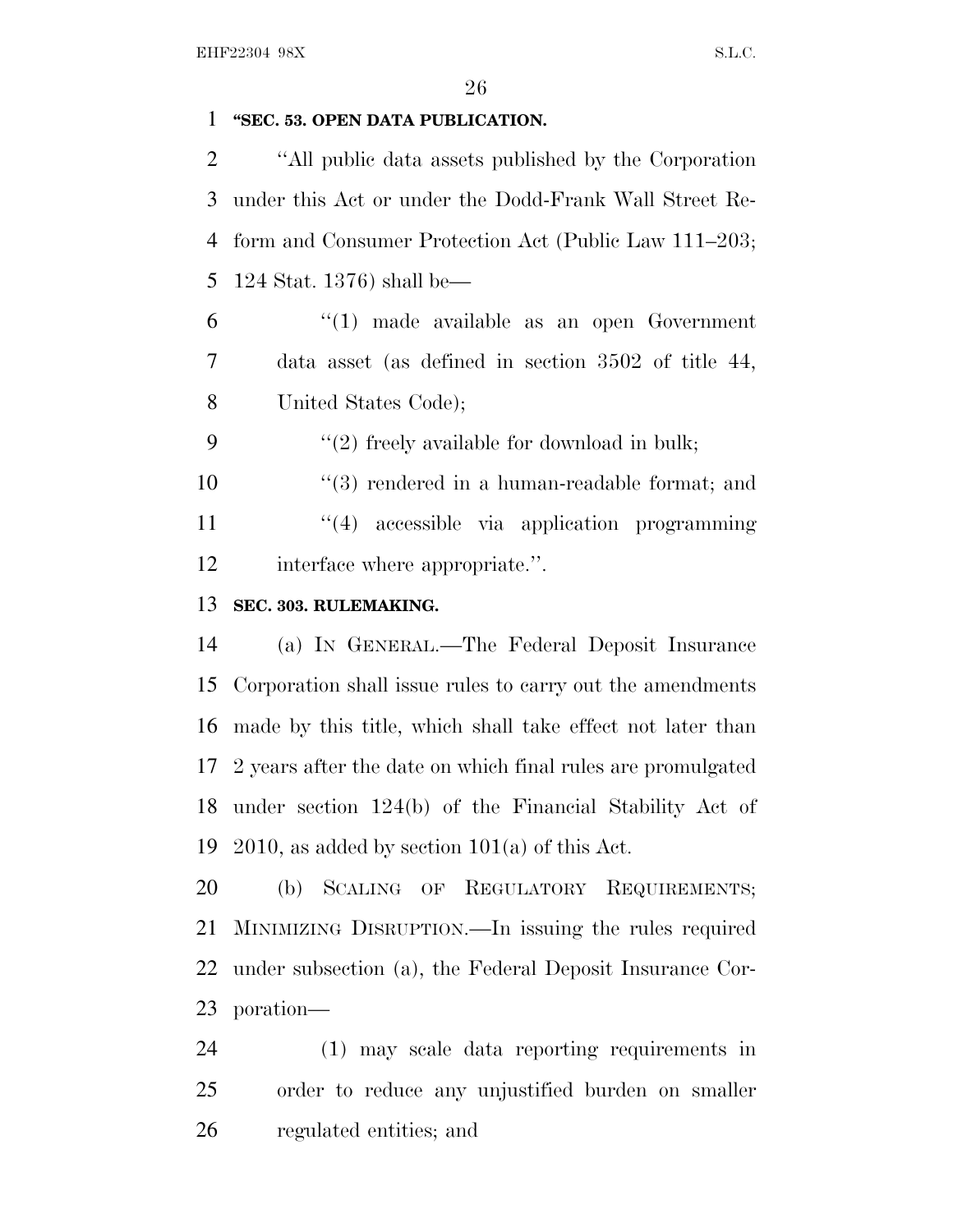**"SEC. 53. OPEN DATA PUBLICATION.**

"All public data assets published by the Corporation under this Act or under the Dodd-Frank Wall Street Reform and Consumer Protection Act (Public Law 111–203; 124 Stat. 1376) shall be—

"(1) made available as an open Government data asset (as defined in section 3502 of title 44, United States Code);

"(2) freely available for download in bulk;

"(3) rendered in a human-readable format; and

"(4) accessible via application programming interface where appropriate.".

**SEC. 303. RULEMAKING.**

(a) IN GENERAL.—The Federal Deposit Insurance Corporation shall issue rules to carry out the amendments made by this title, which shall take effect not later than 2 years after the date on which final rules are promulgated under section 124(b) of the Financial Stability Act of 2010, as added by section 101(a) of this Act.

(b) SCALING OF REGULATORY REQUIREMENTS; MINIMIZING DISRUPTION.—In issuing the rules required under subsection (a), the Federal Deposit Insurance Corporation—

(1) may scale data reporting requirements in order to reduce any unjustified burden on smaller regulated entities; and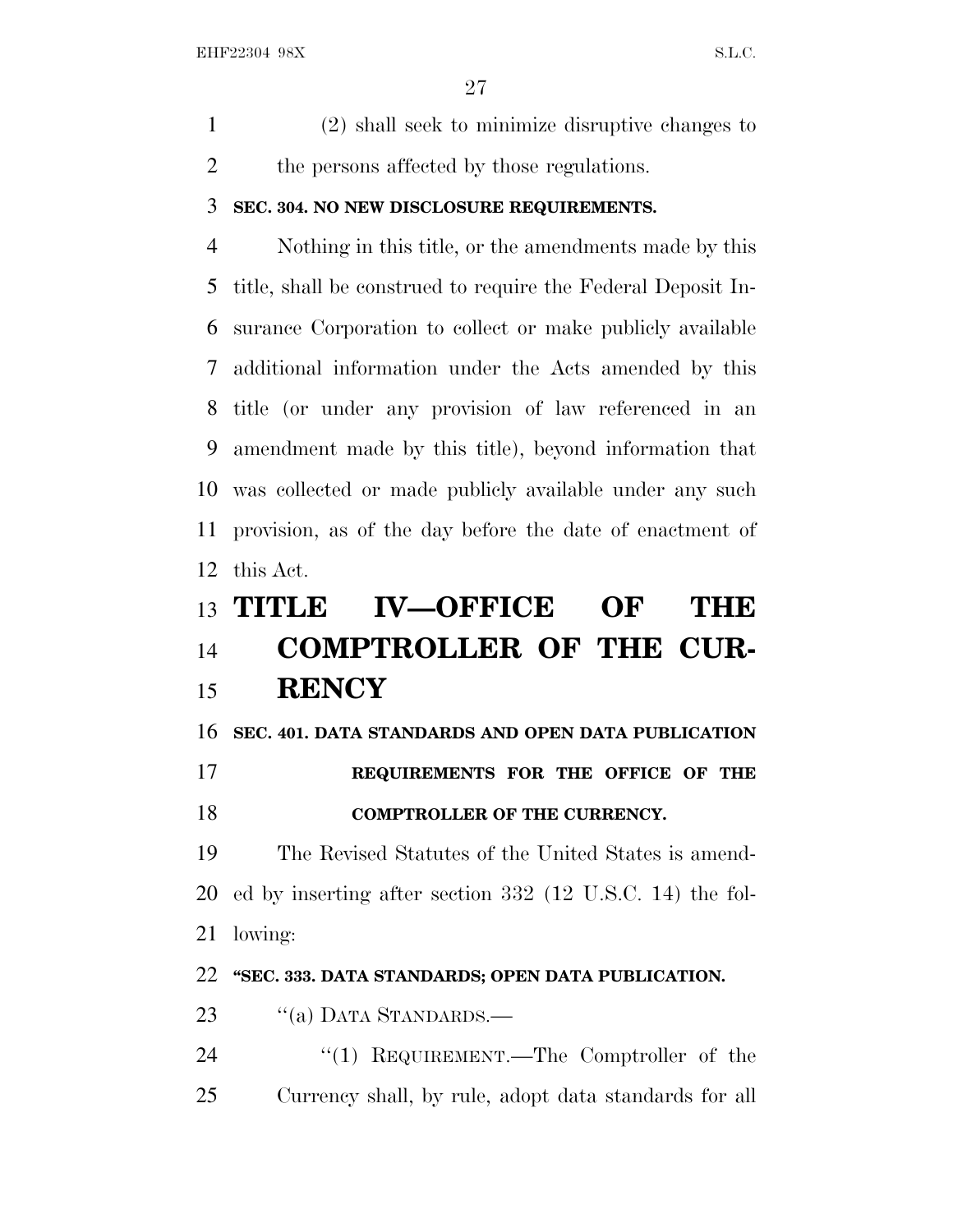(2) shall seek to minimize disruptive changes to the persons affected by those regulations.

**SEC. 304. NO NEW DISCLOSURE REQUIREMENTS.**

Nothing in this title, or the amendments made by this title, shall be construed to require the Federal Deposit Insurance Corporation to collect or make publicly available additional information under the Acts amended by this title (or under any provision of law referenced in an amendment made by this title), beyond information that was collected or made publicly available under any such provision, as of the day before the date of enactment of this Act.

# TITLE IV—OFFICE OF THE COMPTROLLER OF THE CURRENCY

**SEC. 401. DATA STANDARDS AND OPEN DATA PUBLICATION REQUIREMENTS FOR THE OFFICE OF THE COMPTROLLER OF THE CURRENCY.**

The Revised Statutes of the United States is amended by inserting after section 332 (12 U.S.C. 14) the following:

**"SEC. 333. DATA STANDARDS; OPEN DATA PUBLICATION.**

"(a) DATA STANDARDS.—

"(1) REQUIREMENT.—The Comptroller of the Currency shall, by rule, adopt data standards for all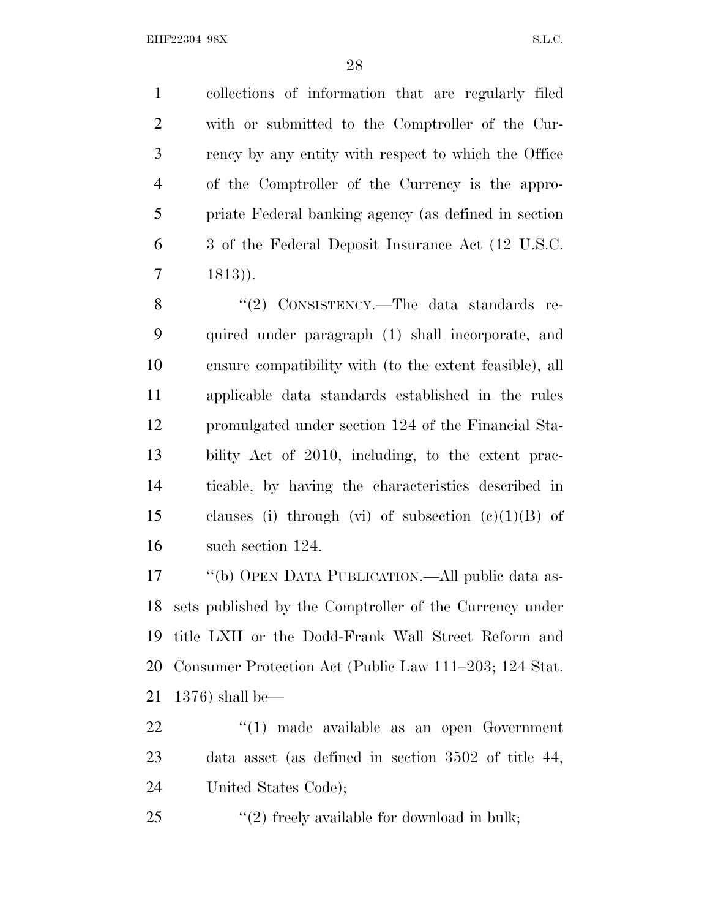collections of information that are regularly filed with or submitted to the Comptroller of the Currency by any entity with respect to which the Office of the Comptroller of the Currency is the appropriate Federal banking agency (as defined in section 3 of the Federal Deposit Insurance Act (12 U.S.C. 1813)).

"(2) CONSISTENCY.—The data standards required under paragraph (1) shall incorporate, and ensure compatibility with (to the extent feasible), all applicable data standards established in the rules promulgated under section 124 of the Financial Stability Act of 2010, including, to the extent practicable, by having the characteristics described in clauses (i) through (vi) of subsection (c)(1)(B) of such section 124.

"(b) OPEN DATA PUBLICATION.—All public data assets published by the Comptroller of the Currency under title LXII or the Dodd-Frank Wall Street Reform and Consumer Protection Act (Public Law 111–203; 124 Stat. 1376) shall be—

"(1) made available as an open Government data asset (as defined in section 3502 of title 44, United States Code);

"(2) freely available for download in bulk;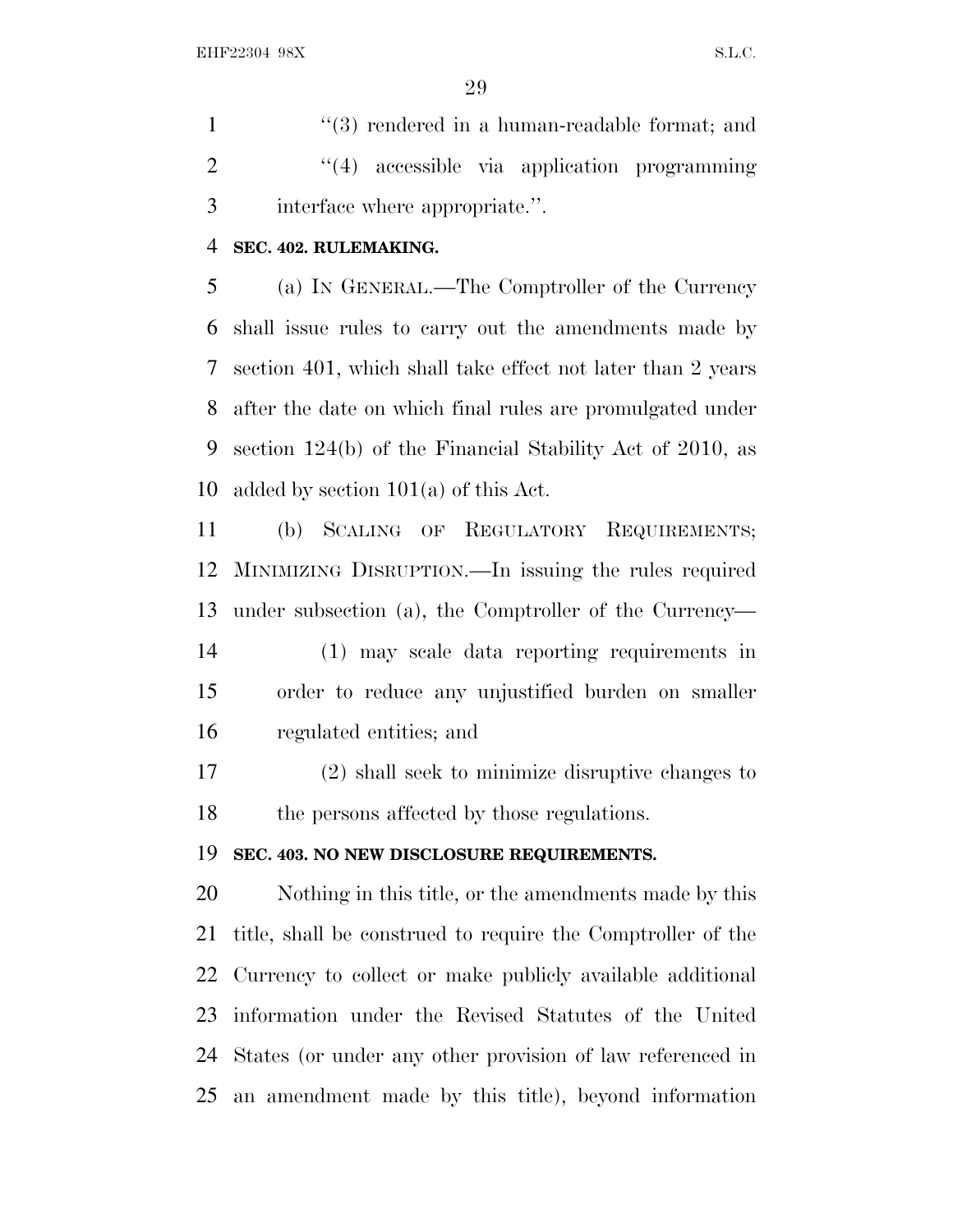"(3) rendered in a human-readable format; and

"(4) accessible via application programming interface where appropriate.".

**SEC. 402. RULEMAKING.**

(a) IN GENERAL.—The Comptroller of the Currency shall issue rules to carry out the amendments made by section 401, which shall take effect not later than 2 years after the date on which final rules are promulgated under section 124(b) of the Financial Stability Act of 2010, as added by section 101(a) of this Act.

(b) SCALING OF REGULATORY REQUIREMENTS; MINIMIZING DISRUPTION.—In issuing the rules required under subsection (a), the Comptroller of the Currency—

(1) may scale data reporting requirements in order to reduce any unjustified burden on smaller regulated entities; and

(2) shall seek to minimize disruptive changes to the persons affected by those regulations.

**SEC. 403. NO NEW DISCLOSURE REQUIREMENTS.**

Nothing in this title, or the amendments made by this title, shall be construed to require the Comptroller of the Currency to collect or make publicly available additional information under the Revised Statutes of the United States (or under any other provision of law referenced in an amendment made by this title), beyond information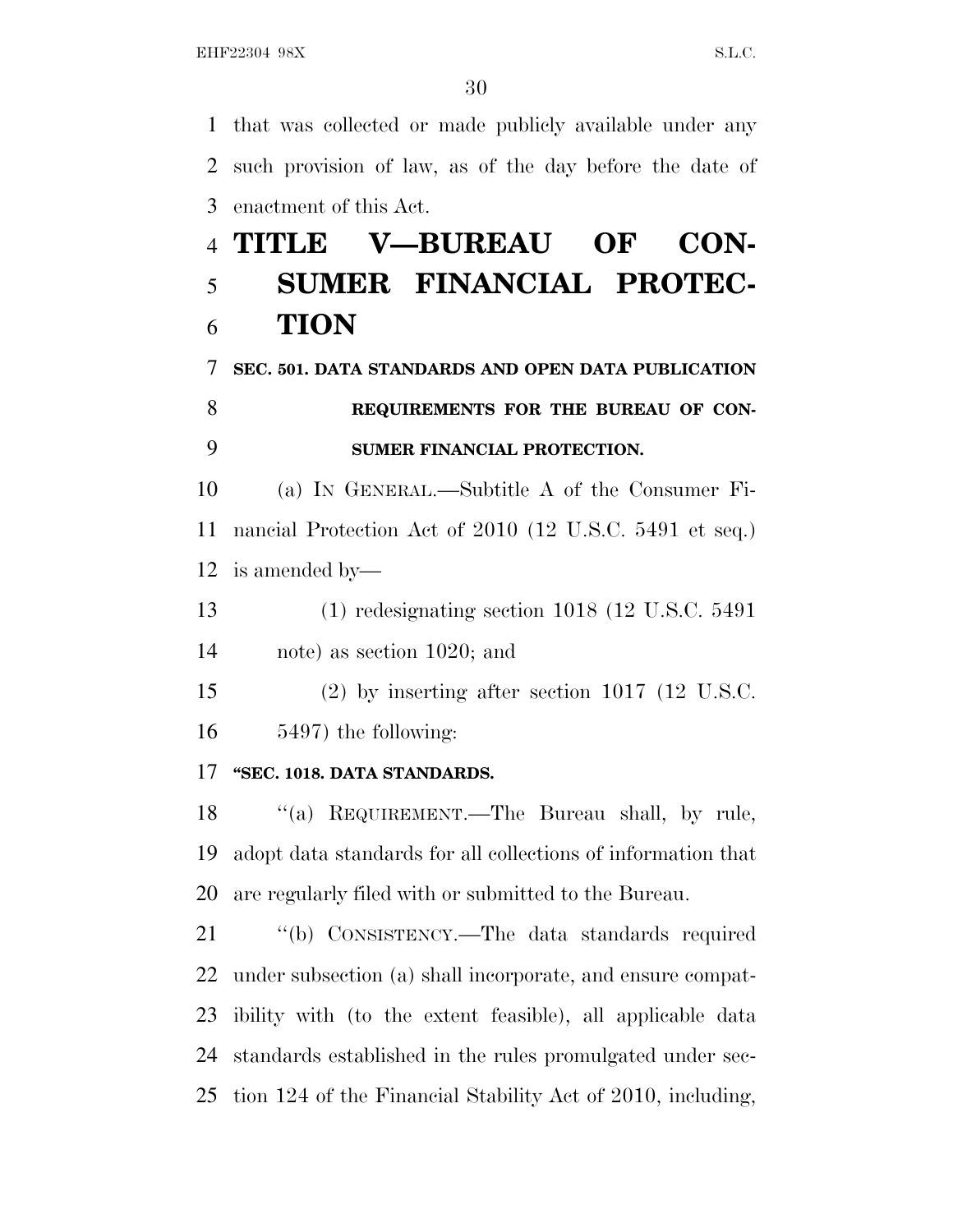that was collected or made publicly available under any such provision of law, as of the day before the date of enactment of this Act.

# TITLE V—BUREAU OF CONSUMER FINANCIAL PROTECTION

### SEC. 501. DATA STANDARDS AND OPEN DATA PUBLICATION REQUIREMENTS FOR THE BUREAU OF CONSUMER FINANCIAL PROTECTION.

(a) IN GENERAL.—Subtitle A of the Consumer Financial Protection Act of 2010 (12 U.S.C. 5491 et seq.) is amended by—

(1) redesignating section 1018 (12 U.S.C. 5491 note) as section 1020; and

(2) by inserting after section 1017 (12 U.S.C. 5497) the following:

**"SEC. 1018. DATA STANDARDS.**

"(a) REQUIREMENT.—The Bureau shall, by rule, adopt data standards for all collections of information that are regularly filed with or submitted to the Bureau.

"(b) CONSISTENCY.—The data standards required under subsection (a) shall incorporate, and ensure compatibility with (to the extent feasible), all applicable data standards established in the rules promulgated under section 124 of the Financial Stability Act of 2010, including,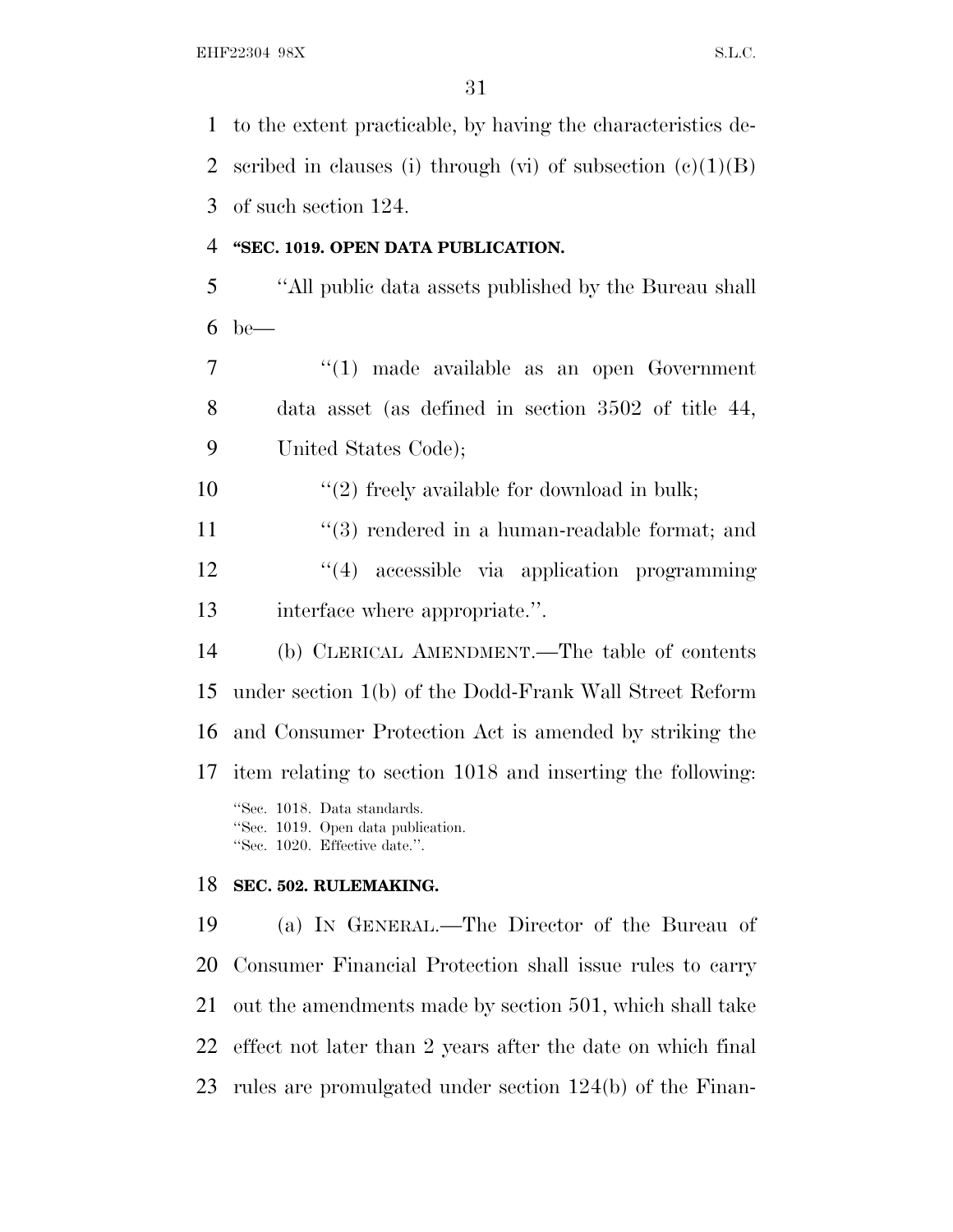to the extent practicable, by having the characteristics described in clauses (i) through (vi) of subsection (c)(1)(B) of such section 124.

**"SEC. 1019. OPEN DATA PUBLICATION.**

"All public data assets published by the Bureau shall be—

"(1) made available as an open Government data asset (as defined in section 3502 of title 44, United States Code);

"(2) freely available for download in bulk;

"(3) rendered in a human-readable format; and

"(4) accessible via application programming interface where appropriate.".

(b) CLERICAL AMENDMENT.—The table of contents under section 1(b) of the Dodd-Frank Wall Street Reform and Consumer Protection Act is amended by striking the item relating to section 1018 and inserting the following:

"Sec. 1018. Data standards.
"Sec. 1019. Open data publication.
"Sec. 1020. Effective date.".

**SEC. 502. RULEMAKING.**

(a) IN GENERAL.—The Director of the Bureau of Consumer Financial Protection shall issue rules to carry out the amendments made by section 501, which shall take effect not later than 2 years after the date on which final rules are promulgated under section 124(b) of the Finan-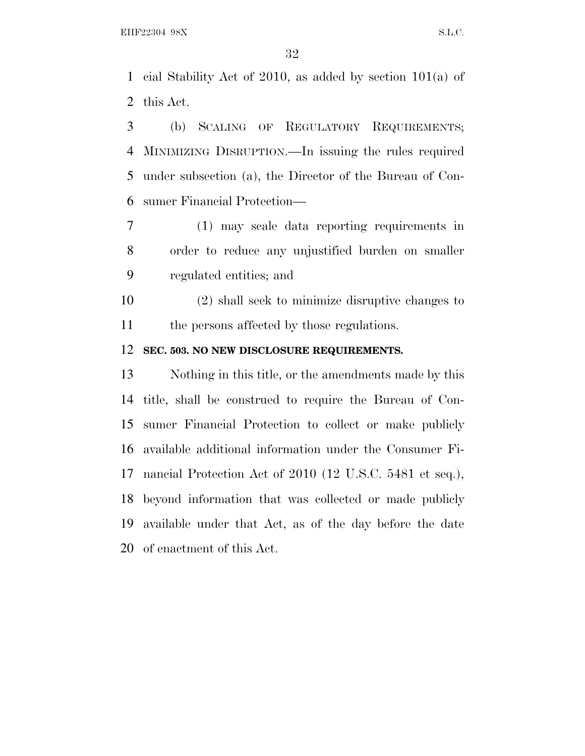cial Stability Act of 2010, as added by section 101(a) of this Act.

(b) SCALING OF REGULATORY REQUIREMENTS; MINIMIZING DISRUPTION.—In issuing the rules required under subsection (a), the Director of the Bureau of Consumer Financial Protection—

(1) may scale data reporting requirements in order to reduce any unjustified burden on smaller regulated entities; and

(2) shall seek to minimize disruptive changes to the persons affected by those regulations.

**SEC. 503. NO NEW DISCLOSURE REQUIREMENTS.**

Nothing in this title, or the amendments made by this title, shall be construed to require the Bureau of Consumer Financial Protection to collect or make publicly available additional information under the Consumer Financial Protection Act of 2010 (12 U.S.C. 5481 et seq.), beyond information that was collected or made publicly available under that Act, as of the day before the date of enactment of this Act.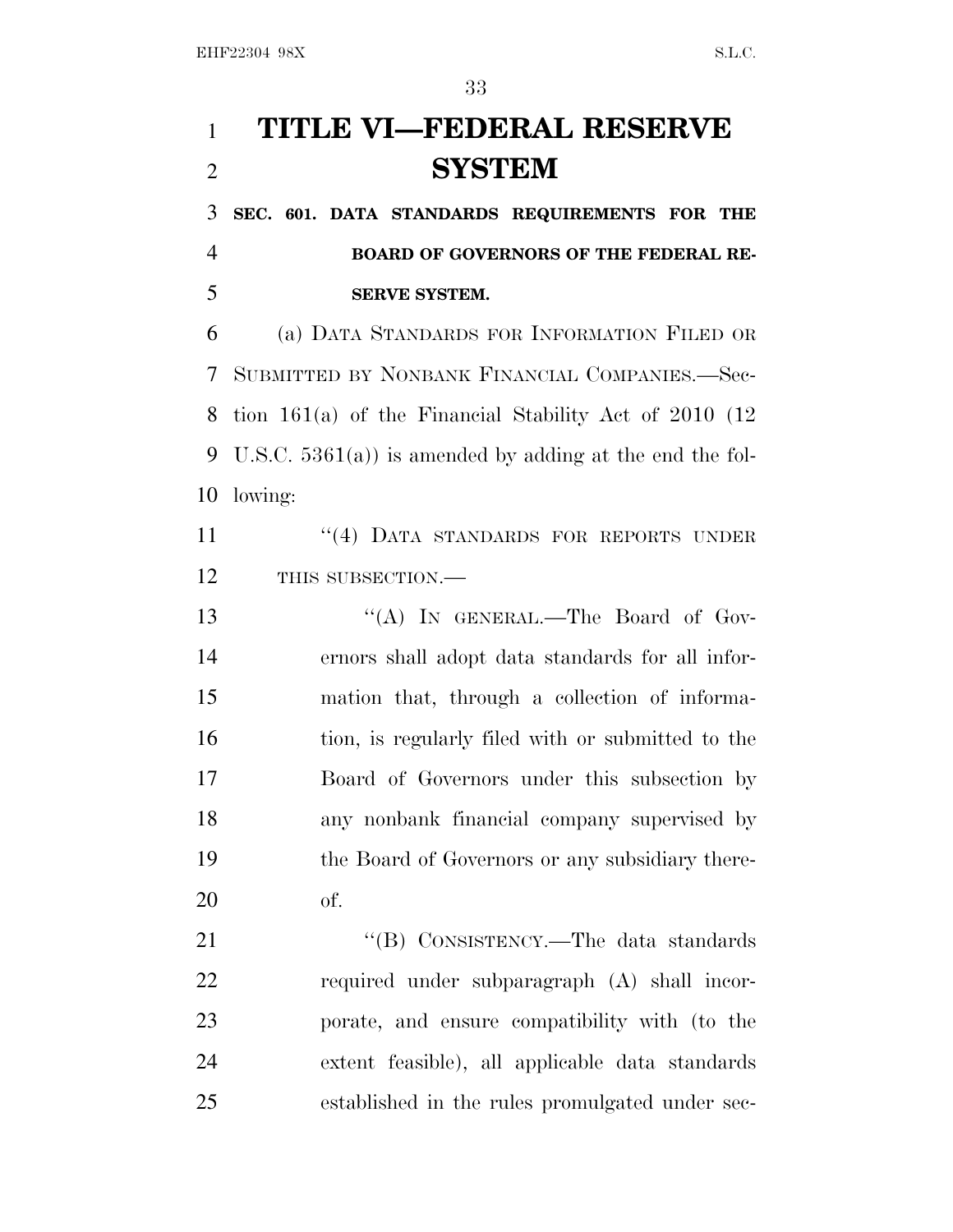# TITLE VI—FEDERAL RESERVE SYSTEM

**SEC. 601. DATA STANDARDS REQUIREMENTS FOR THE BOARD OF GOVERNORS OF THE FEDERAL RESERVE SYSTEM.**

(a) DATA STANDARDS FOR INFORMATION FILED OR SUBMITTED BY NONBANK FINANCIAL COMPANIES.—Section 161(a) of the Financial Stability Act of 2010 (12 U.S.C. 5361(a)) is amended by adding at the end the following:

"(4) DATA STANDARDS FOR REPORTS UNDER THIS SUBSECTION.—

"(A) IN GENERAL.—The Board of Governors shall adopt data standards for all information that, through a collection of information, is regularly filed with or submitted to the Board of Governors under this subsection by any nonbank financial company supervised by the Board of Governors or any subsidiary thereof.

"(B) CONSISTENCY.—The data standards required under subparagraph (A) shall incorporate, and ensure compatibility with (to the extent feasible), all applicable data standards established in the rules promulgated under sec-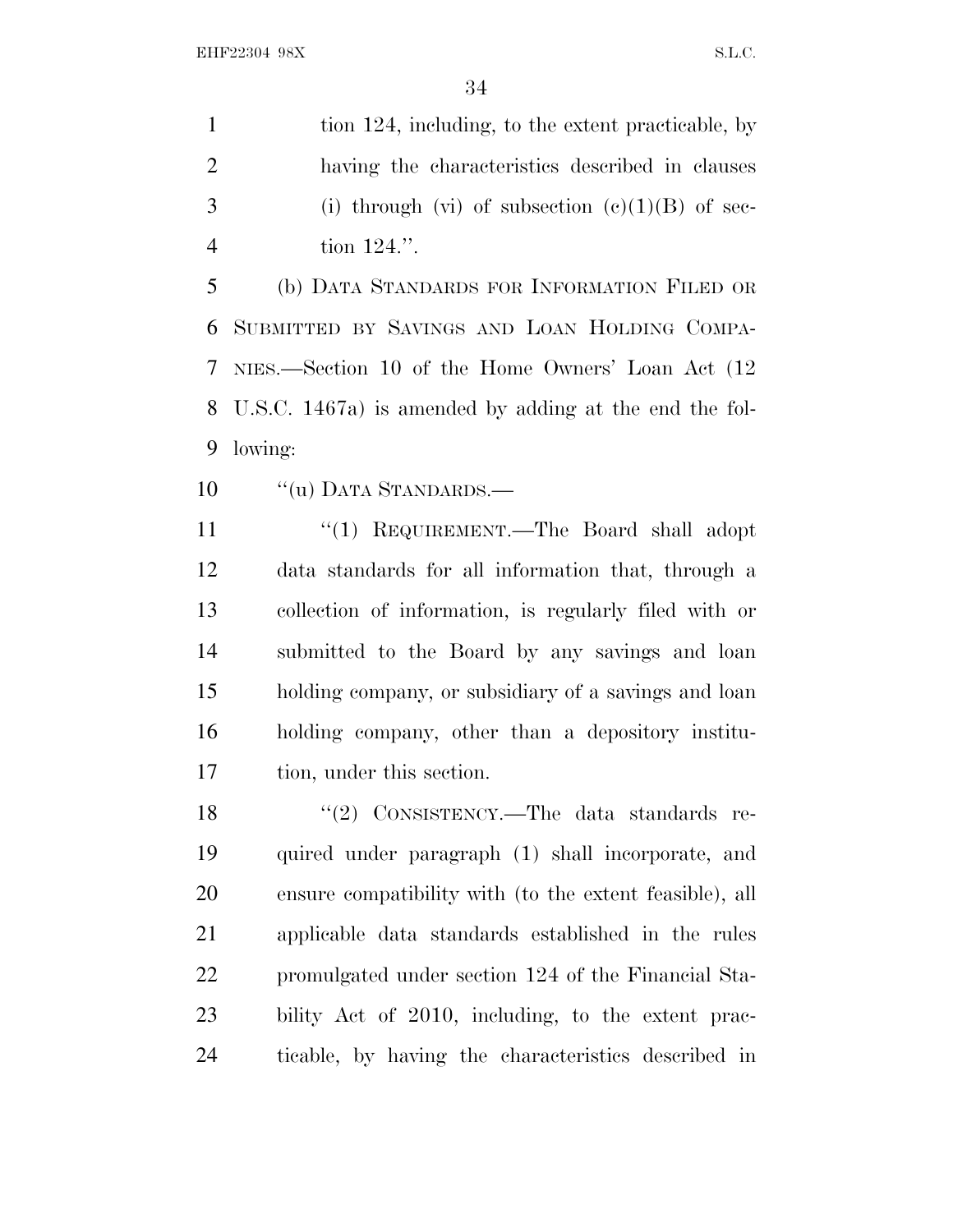tion 124, including, to the extent practicable, by having the characteristics described in clauses (i) through (vi) of subsection (c)(1)(B) of section 124.''.

(b) DATA STANDARDS FOR INFORMATION FILED OR SUBMITTED BY SAVINGS AND LOAN HOLDING COMPANIES.—Section 10 of the Home Owners' Loan Act (12 U.S.C. 1467a) is amended by adding at the end the following:

''(u) DATA STANDARDS.—

''(1) REQUIREMENT.—The Board shall adopt data standards for all information that, through a collection of information, is regularly filed with or submitted to the Board by any savings and loan holding company, or subsidiary of a savings and loan holding company, other than a depository institution, under this section.

''(2) CONSISTENCY.—The data standards required under paragraph (1) shall incorporate, and ensure compatibility with (to the extent feasible), all applicable data standards established in the rules promulgated under section 124 of the Financial Stability Act of 2010, including, to the extent practicable, by having the characteristics described in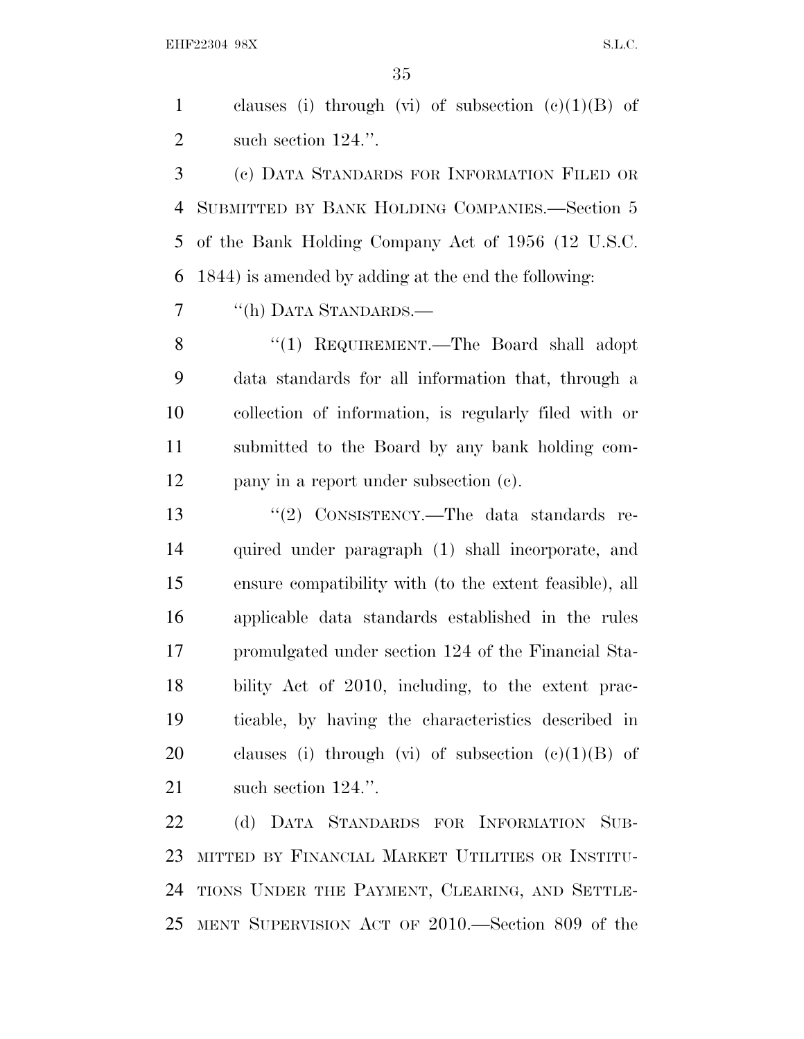clauses (i) through (vi) of subsection (c)(1)(B) of such section 124.''.

(c) DATA STANDARDS FOR INFORMATION FILED OR SUBMITTED BY BANK HOLDING COMPANIES.—Section 5 of the Bank Holding Company Act of 1956 (12 U.S.C. 1844) is amended by adding at the end the following:

''(h) DATA STANDARDS.—

''(1) REQUIREMENT.—The Board shall adopt data standards for all information that, through a collection of information, is regularly filed with or submitted to the Board by any bank holding company in a report under subsection (c).

''(2) CONSISTENCY.—The data standards required under paragraph (1) shall incorporate, and ensure compatibility with (to the extent feasible), all applicable data standards established in the rules promulgated under section 124 of the Financial Stability Act of 2010, including, to the extent practicable, by having the characteristics described in clauses (i) through (vi) of subsection (c)(1)(B) of such section 124.''.

(d) DATA STANDARDS FOR INFORMATION SUBMITTED BY FINANCIAL MARKET UTILITIES OR INSTITUTIONS UNDER THE PAYMENT, CLEARING, AND SETTLEMENT SUPERVISION ACT OF 2010.—Section 809 of the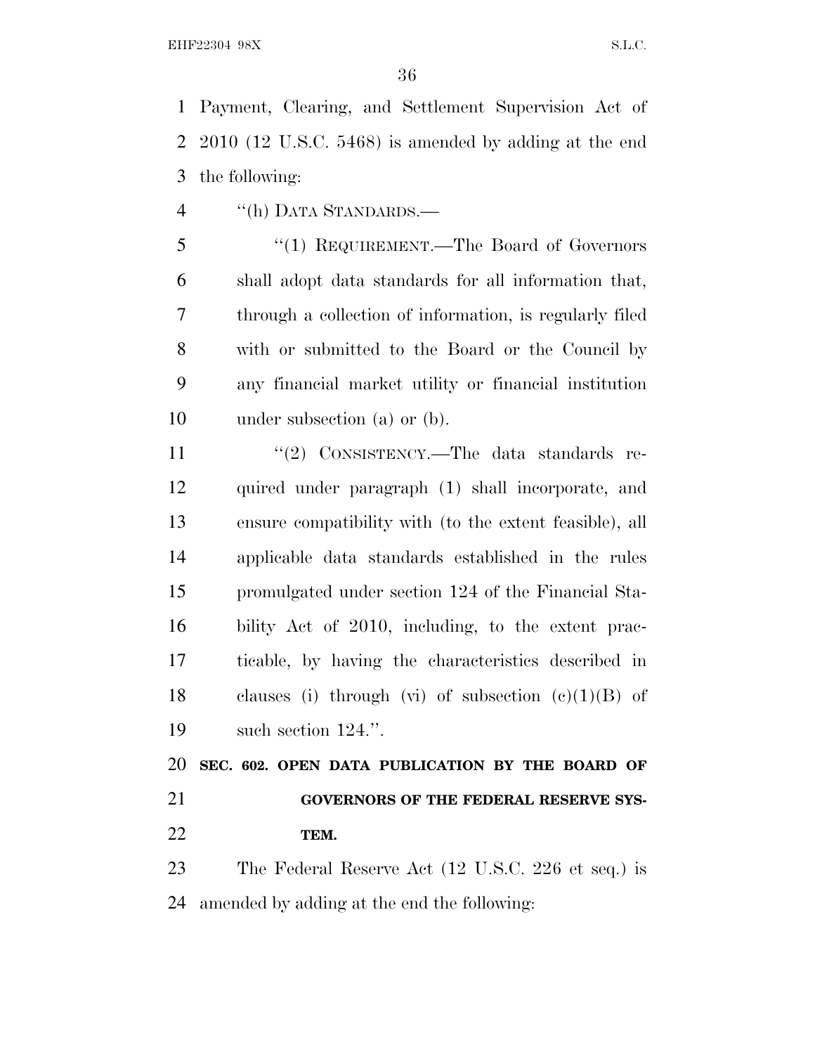Payment, Clearing, and Settlement Supervision Act of 2010 (12 U.S.C. 5468) is amended by adding at the end the following:

"(h) DATA STANDARDS.—

"(1) REQUIREMENT.—The Board of Governors shall adopt data standards for all information that, through a collection of information, is regularly filed with or submitted to the Board or the Council by any financial market utility or financial institution under subsection (a) or (b).

"(2) CONSISTENCY.—The data standards required under paragraph (1) shall incorporate, and ensure compatibility with (to the extent feasible), all applicable data standards established in the rules promulgated under section 124 of the Financial Stability Act of 2010, including, to the extent practicable, by having the characteristics described in clauses (i) through (vi) of subsection (c)(1)(B) of such section 124.".

**SEC. 602. OPEN DATA PUBLICATION BY THE BOARD OF GOVERNORS OF THE FEDERAL RESERVE SYSTEM.**

The Federal Reserve Act (12 U.S.C. 226 et seq.) is amended by adding at the end the following: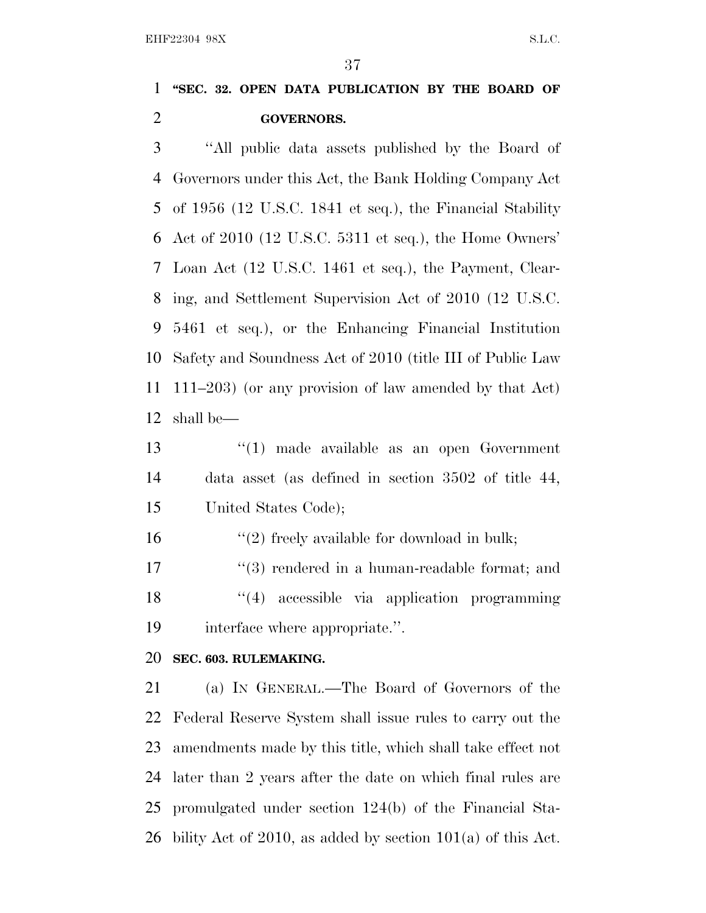**"SEC. 32. OPEN DATA PUBLICATION BY THE BOARD OF GOVERNORS.**

"All public data assets published by the Board of Governors under this Act, the Bank Holding Company Act of 1956 (12 U.S.C. 1841 et seq.), the Financial Stability Act of 2010 (12 U.S.C. 5311 et seq.), the Home Owners' Loan Act (12 U.S.C. 1461 et seq.), the Payment, Clearing, and Settlement Supervision Act of 2010 (12 U.S.C. 5461 et seq.), or the Enhancing Financial Institution Safety and Soundness Act of 2010 (title III of Public Law 111–203) (or any provision of law amended by that Act) shall be—

"(1) made available as an open Government data asset (as defined in section 3502 of title 44, United States Code);

"(2) freely available for download in bulk;

"(3) rendered in a human-readable format; and

"(4) accessible via application programming interface where appropriate.".

**SEC. 603. RULEMAKING.**

(a) IN GENERAL.—The Board of Governors of the Federal Reserve System shall issue rules to carry out the amendments made by this title, which shall take effect not later than 2 years after the date on which final rules are promulgated under section 124(b) of the Financial Stability Act of 2010, as added by section 101(a) of this Act.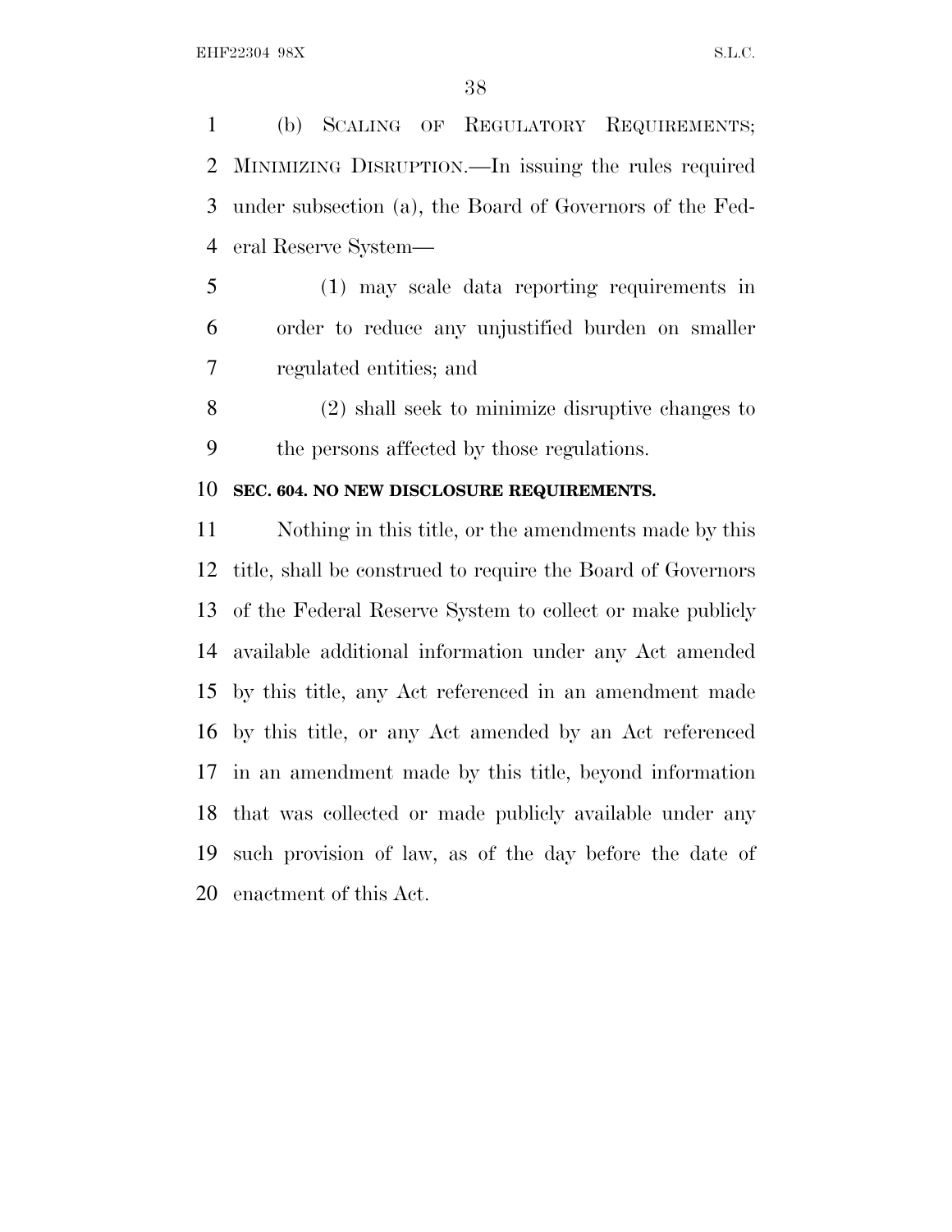(b) SCALING OF REGULATORY REQUIREMENTS; MINIMIZING DISRUPTION.—In issuing the rules required under subsection (a), the Board of Governors of the Federal Reserve System—

(1) may scale data reporting requirements in order to reduce any unjustified burden on smaller regulated entities; and

(2) shall seek to minimize disruptive changes to the persons affected by those regulations.

### SEC. 604. NO NEW DISCLOSURE REQUIREMENTS.

Nothing in this title, or the amendments made by this title, shall be construed to require the Board of Governors of the Federal Reserve System to collect or make publicly available additional information under any Act amended by this title, any Act referenced in an amendment made by this title, or any Act amended by an Act referenced in an amendment made by this title, beyond information that was collected or made publicly available under any such provision of law, as of the day before the date of enactment of this Act.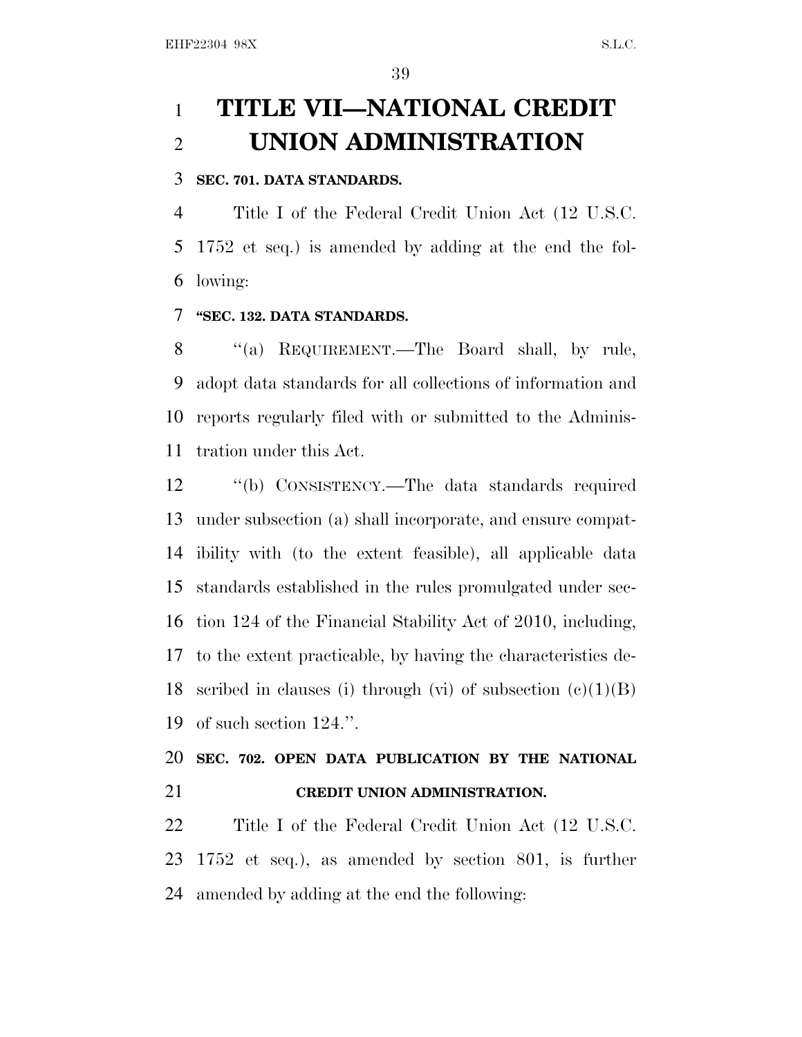# TITLE VII—NATIONAL CREDIT UNION ADMINISTRATION

**SEC. 701. DATA STANDARDS.**

Title I of the Federal Credit Union Act (12 U.S.C. 1752 et seq.) is amended by adding at the end the following:

**"SEC. 132. DATA STANDARDS.**

"(a) REQUIREMENT.—The Board shall, by rule, adopt data standards for all collections of information and reports regularly filed with or submitted to the Administration under this Act.

"(b) CONSISTENCY.—The data standards required under subsection (a) shall incorporate, and ensure compatibility with (to the extent feasible), all applicable data standards established in the rules promulgated under section 124 of the Financial Stability Act of 2010, including, to the extent practicable, by having the characteristics described in clauses (i) through (vi) of subsection (c)(1)(B) of such section 124.".

**SEC. 702. OPEN DATA PUBLICATION BY THE NATIONAL CREDIT UNION ADMINISTRATION.**

Title I of the Federal Credit Union Act (12 U.S.C. 1752 et seq.), as amended by section 801, is further amended by adding at the end the following: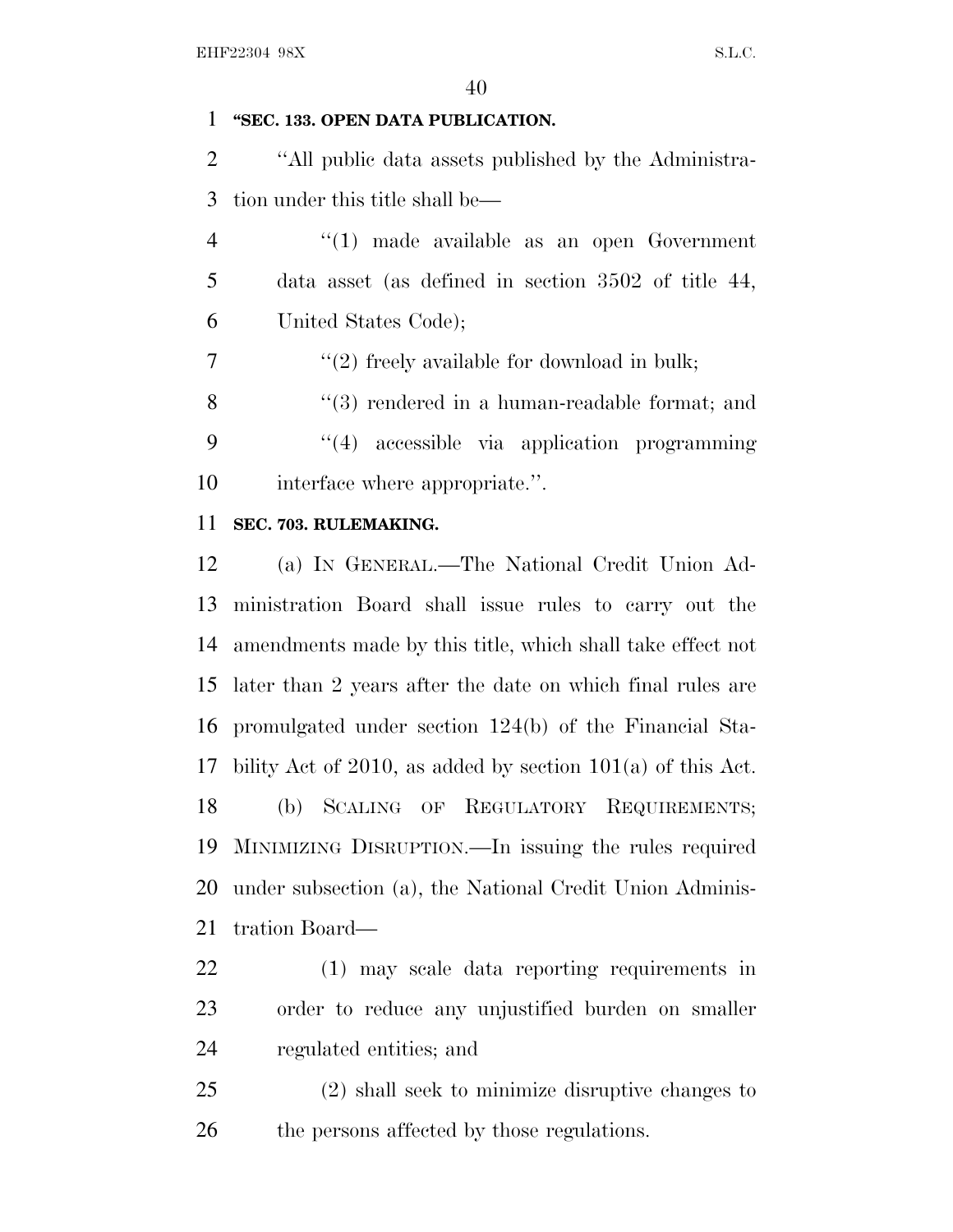**"SEC. 133. OPEN DATA PUBLICATION.**

"All public data assets published by the Administration under this title shall be—

"(1) made available as an open Government data asset (as defined in section 3502 of title 44, United States Code);

"(2) freely available for download in bulk;

"(3) rendered in a human-readable format; and

"(4) accessible via application programming interface where appropriate.".

**SEC. 703. RULEMAKING.**

(a) IN GENERAL.—The National Credit Union Administration Board shall issue rules to carry out the amendments made by this title, which shall take effect not later than 2 years after the date on which final rules are promulgated under section 124(b) of the Financial Stability Act of 2010, as added by section 101(a) of this Act.

(b) SCALING OF REGULATORY REQUIREMENTS; MINIMIZING DISRUPTION.—In issuing the rules required under subsection (a), the National Credit Union Administration Board—

(1) may scale data reporting requirements in order to reduce any unjustified burden on smaller regulated entities; and

(2) shall seek to minimize disruptive changes to the persons affected by those regulations.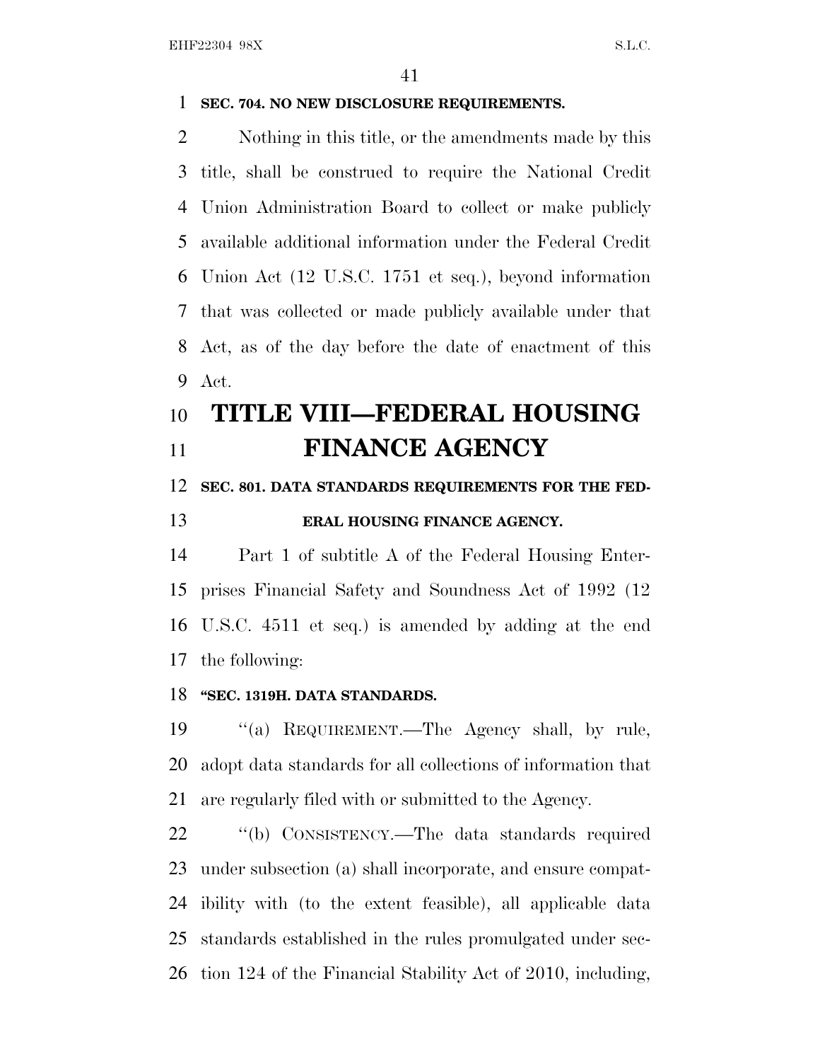**SEC. 704. NO NEW DISCLOSURE REQUIREMENTS.**

Nothing in this title, or the amendments made by this title, shall be construed to require the National Credit Union Administration Board to collect or make publicly available additional information under the Federal Credit Union Act (12 U.S.C. 1751 et seq.), beyond information that was collected or made publicly available under that Act, as of the day before the date of enactment of this Act.

# TITLE VIII—FEDERAL HOUSING FINANCE AGENCY

**SEC. 801. DATA STANDARDS REQUIREMENTS FOR THE FEDERAL HOUSING FINANCE AGENCY.**

Part 1 of subtitle A of the Federal Housing Enterprises Financial Safety and Soundness Act of 1992 (12 U.S.C. 4511 et seq.) is amended by adding at the end the following:

**"SEC. 1319H. DATA STANDARDS.**

"(a) REQUIREMENT.—The Agency shall, by rule, adopt data standards for all collections of information that are regularly filed with or submitted to the Agency.

"(b) CONSISTENCY.—The data standards required under subsection (a) shall incorporate, and ensure compatibility with (to the extent feasible), all applicable data standards established in the rules promulgated under section 124 of the Financial Stability Act of 2010, including,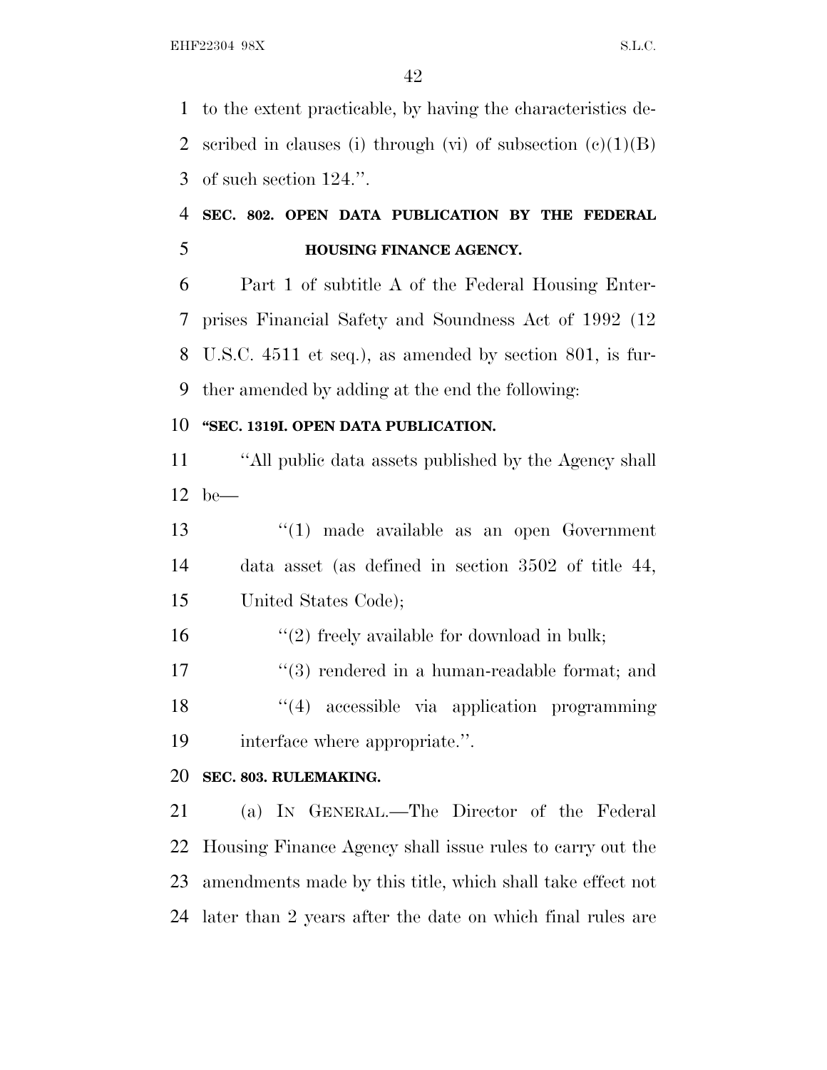to the extent practicable, by having the characteristics described in clauses (i) through (vi) of subsection (c)(1)(B) of such section 124.''.

**SEC. 802. OPEN DATA PUBLICATION BY THE FEDERAL HOUSING FINANCE AGENCY.**

Part 1 of subtitle A of the Federal Housing Enterprises Financial Safety and Soundness Act of 1992 (12 U.S.C. 4511 et seq.), as amended by section 801, is further amended by adding at the end the following:

**''SEC. 1319I. OPEN DATA PUBLICATION.**

''All public data assets published by the Agency shall be—

''(1) made available as an open Government data asset (as defined in section 3502 of title 44, United States Code);

''(2) freely available for download in bulk;

''(3) rendered in a human-readable format; and

''(4) accessible via application programming interface where appropriate.''.

**SEC. 803. RULEMAKING.**

(a) IN GENERAL.—The Director of the Federal Housing Finance Agency shall issue rules to carry out the amendments made by this title, which shall take effect not later than 2 years after the date on which final rules are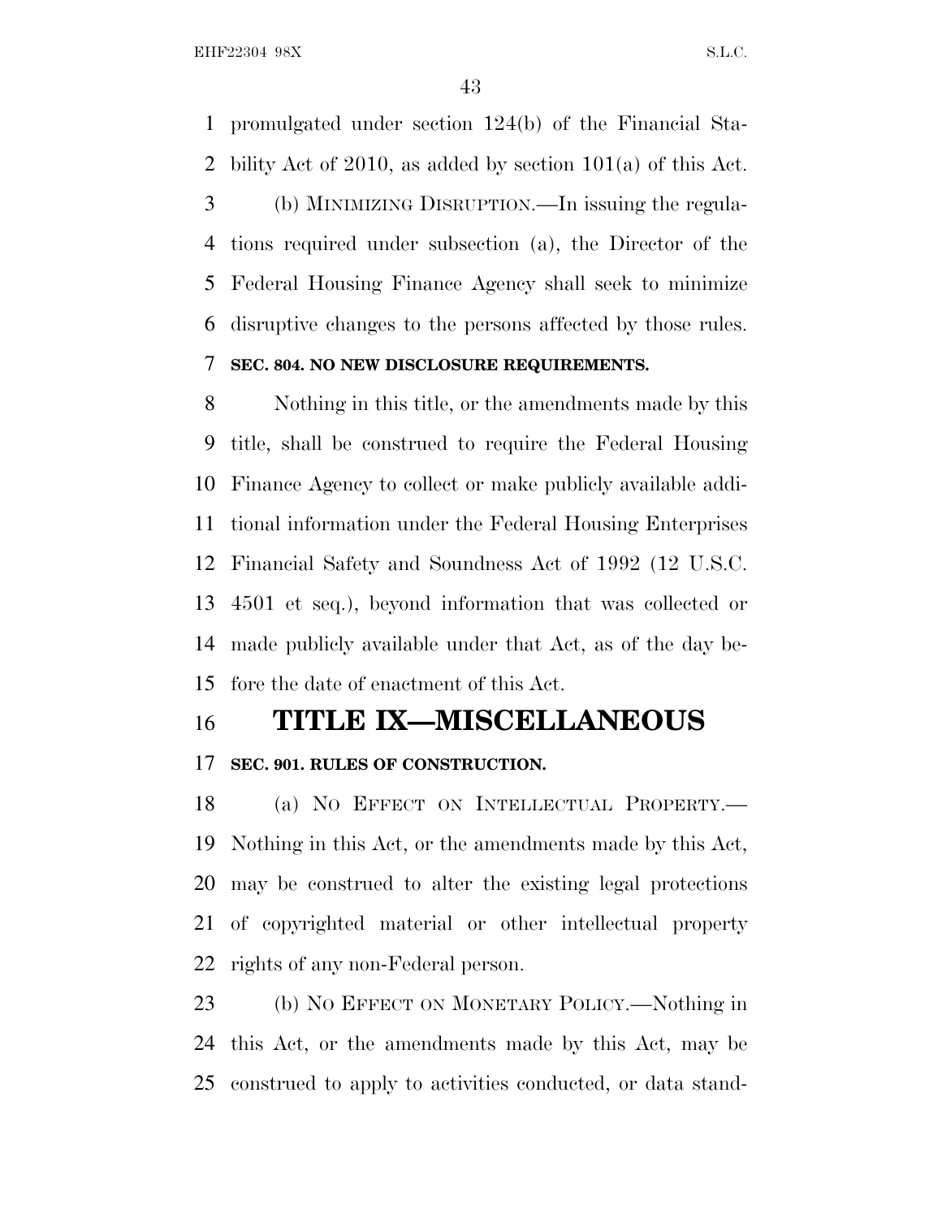promulgated under section 124(b) of the Financial Stability Act of 2010, as added by section 101(a) of this Act.

(b) MINIMIZING DISRUPTION.—In issuing the regulations required under subsection (a), the Director of the Federal Housing Finance Agency shall seek to minimize disruptive changes to the persons affected by those rules.

**SEC. 804. NO NEW DISCLOSURE REQUIREMENTS.**

Nothing in this title, or the amendments made by this title, shall be construed to require the Federal Housing Finance Agency to collect or make publicly available additional information under the Federal Housing Enterprises Financial Safety and Soundness Act of 1992 (12 U.S.C. 4501 et seq.), beyond information that was collected or made publicly available under that Act, as of the day before the date of enactment of this Act.

# TITLE IX—MISCELLANEOUS

**SEC. 901. RULES OF CONSTRUCTION.**

(a) NO EFFECT ON INTELLECTUAL PROPERTY.—Nothing in this Act, or the amendments made by this Act, may be construed to alter the existing legal protections of copyrighted material or other intellectual property rights of any non-Federal person.

(b) NO EFFECT ON MONETARY POLICY.—Nothing in this Act, or the amendments made by this Act, may be construed to apply to activities conducted, or data stand-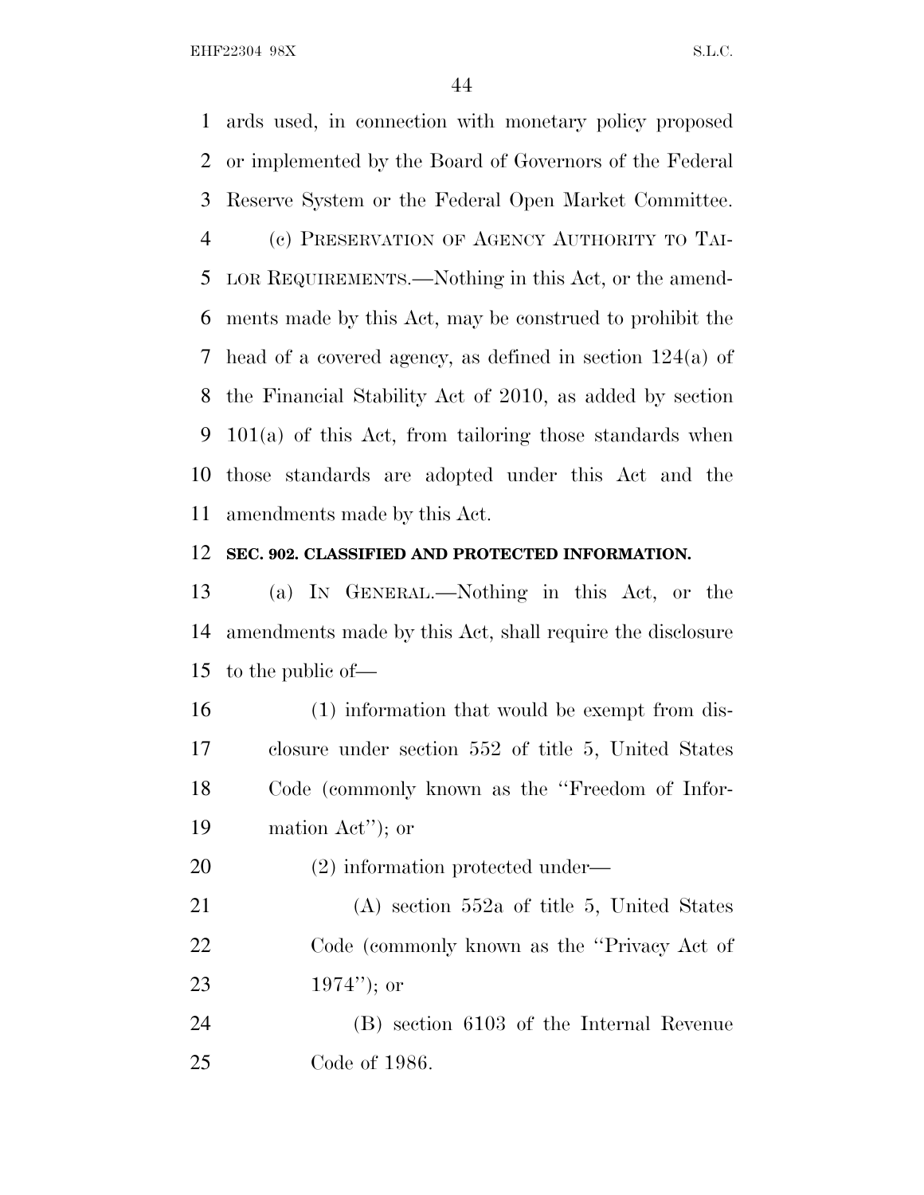ards used, in connection with monetary policy proposed or implemented by the Board of Governors of the Federal Reserve System or the Federal Open Market Committee.

(c) PRESERVATION OF AGENCY AUTHORITY TO TAILOR REQUIREMENTS.—Nothing in this Act, or the amendments made by this Act, may be construed to prohibit the head of a covered agency, as defined in section 124(a) of the Financial Stability Act of 2010, as added by section 101(a) of this Act, from tailoring those standards when those standards are adopted under this Act and the amendments made by this Act.

**SEC. 902. CLASSIFIED AND PROTECTED INFORMATION.**

(a) IN GENERAL.—Nothing in this Act, or the amendments made by this Act, shall require the disclosure to the public of—

(1) information that would be exempt from disclosure under section 552 of title 5, United States Code (commonly known as the ''Freedom of Information Act''); or

(2) information protected under—

(A) section 552a of title 5, United States Code (commonly known as the ''Privacy Act of 1974''); or

(B) section 6103 of the Internal Revenue Code of 1986.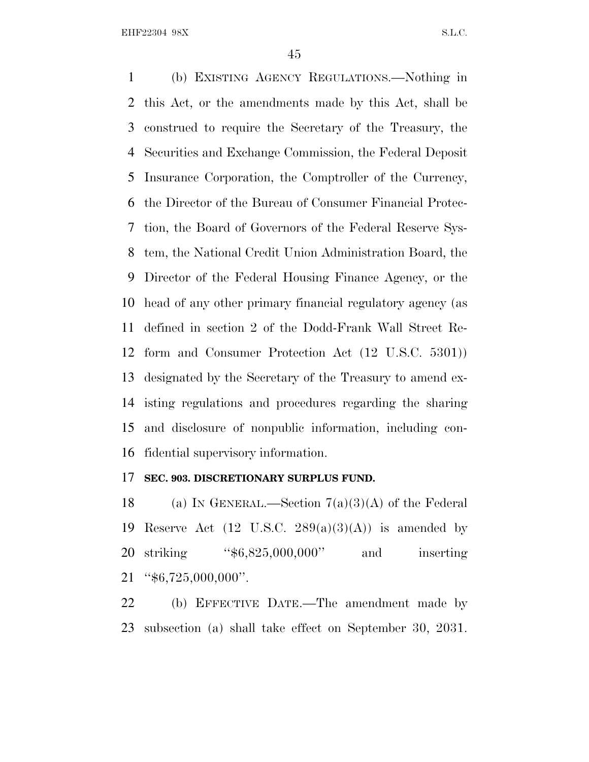(b) EXISTING AGENCY REGULATIONS.—Nothing in this Act, or the amendments made by this Act, shall be construed to require the Secretary of the Treasury, the Securities and Exchange Commission, the Federal Deposit Insurance Corporation, the Comptroller of the Currency, the Director of the Bureau of Consumer Financial Protection, the Board of Governors of the Federal Reserve System, the National Credit Union Administration Board, the Director of the Federal Housing Finance Agency, or the head of any other primary financial regulatory agency (as defined in section 2 of the Dodd-Frank Wall Street Reform and Consumer Protection Act (12 U.S.C. 5301)) designated by the Secretary of the Treasury to amend existing regulations and procedures regarding the sharing and disclosure of nonpublic information, including confidential supervisory information.

### SEC. 903. DISCRETIONARY SURPLUS FUND.

(a) IN GENERAL.—Section 7(a)(3)(A) of the Federal Reserve Act (12 U.S.C. 289(a)(3)(A)) is amended by striking "$6,825,000,000" and inserting "$6,725,000,000".

(b) EFFECTIVE DATE.—The amendment made by subsection (a) shall take effect on September 30, 2031.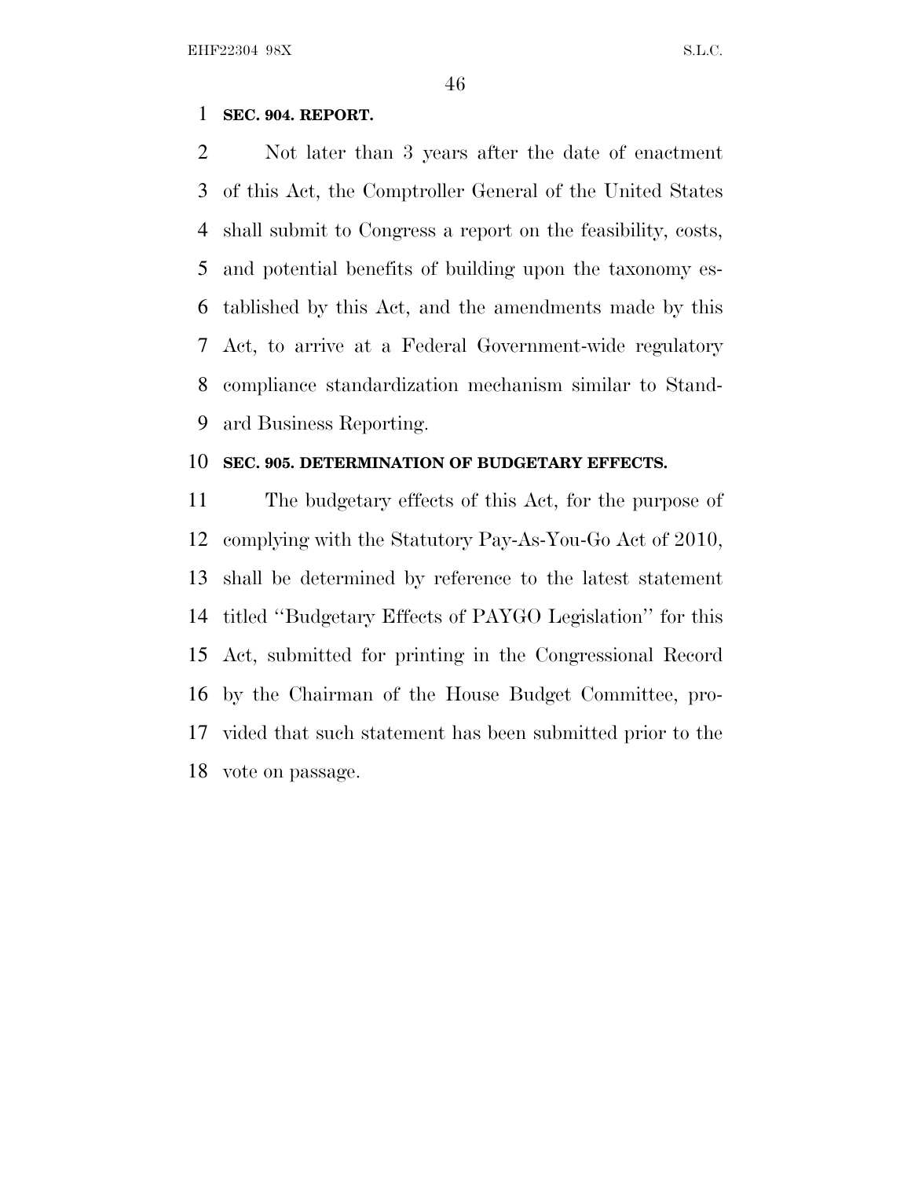**SEC. 904. REPORT.**

Not later than 3 years after the date of enactment of this Act, the Comptroller General of the United States shall submit to Congress a report on the feasibility, costs, and potential benefits of building upon the taxonomy established by this Act, and the amendments made by this Act, to arrive at a Federal Government-wide regulatory compliance standardization mechanism similar to Standard Business Reporting.

**SEC. 905. DETERMINATION OF BUDGETARY EFFECTS.**

The budgetary effects of this Act, for the purpose of complying with the Statutory Pay-As-You-Go Act of 2010, shall be determined by reference to the latest statement titled ''Budgetary Effects of PAYGO Legislation'' for this Act, submitted for printing in the Congressional Record by the Chairman of the House Budget Committee, provided that such statement has been submitted prior to the vote on passage.